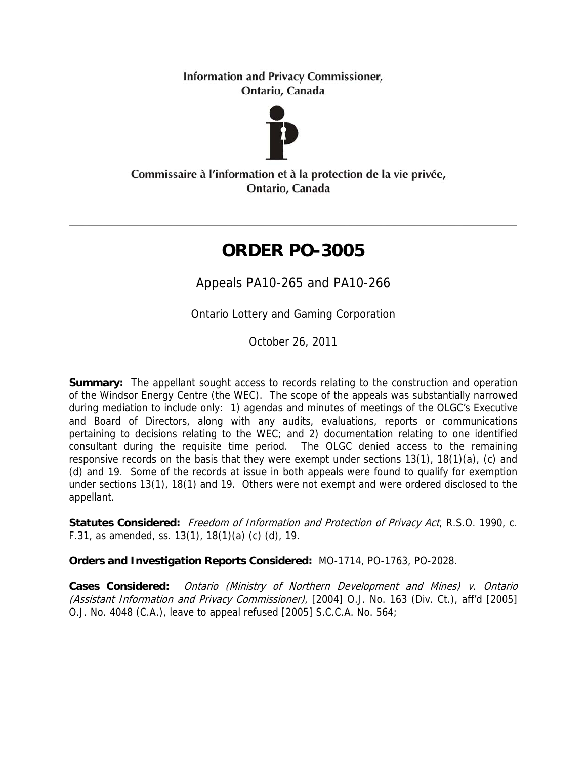Information and Privacy Commissioner,
Ontario, Canada

Commissaire à l'information et à la protection de la vie privée,
Ontario, Canada

---

# ORDER PO-3005

Appeals PA10-265 and PA10-266

Ontario Lottery and Gaming Corporation

October 26, 2011

**Summary:** The appellant sought access to records relating to the construction and operation of the Windsor Energy Centre (the WEC). The scope of the appeals was substantially narrowed during mediation to include only: 1) agendas and minutes of meetings of the OLGC's Executive and Board of Directors, along with any audits, evaluations, reports or communications pertaining to decisions relating to the WEC; and 2) documentation relating to one identified consultant during the requisite time period. The OLGC denied access to the remaining responsive records on the basis that they were exempt under sections 13(1), 18(1)(a), (c) and (d) and 19. Some of the records at issue in both appeals were found to qualify for exemption under sections 13(1), 18(1) and 19. Others were not exempt and were ordered disclosed to the appellant.

**Statutes Considered:** *Freedom of Information and Protection of Privacy Act*, R.S.O. 1990, c. F.31, as amended, ss. 13(1), 18(1)(a) (c) (d), 19.

**Orders and Investigation Reports Considered:** MO-1714, PO-1763, PO-2028.

**Cases Considered:** *Ontario (Ministry of Northern Development and Mines) v. Ontario (Assistant Information and Privacy Commissioner)*, [2004] O.J. No. 163 (Div. Ct.), aff'd [2005] O.J. No. 4048 (C.A.), leave to appeal refused [2005] S.C.C.A. No. 564;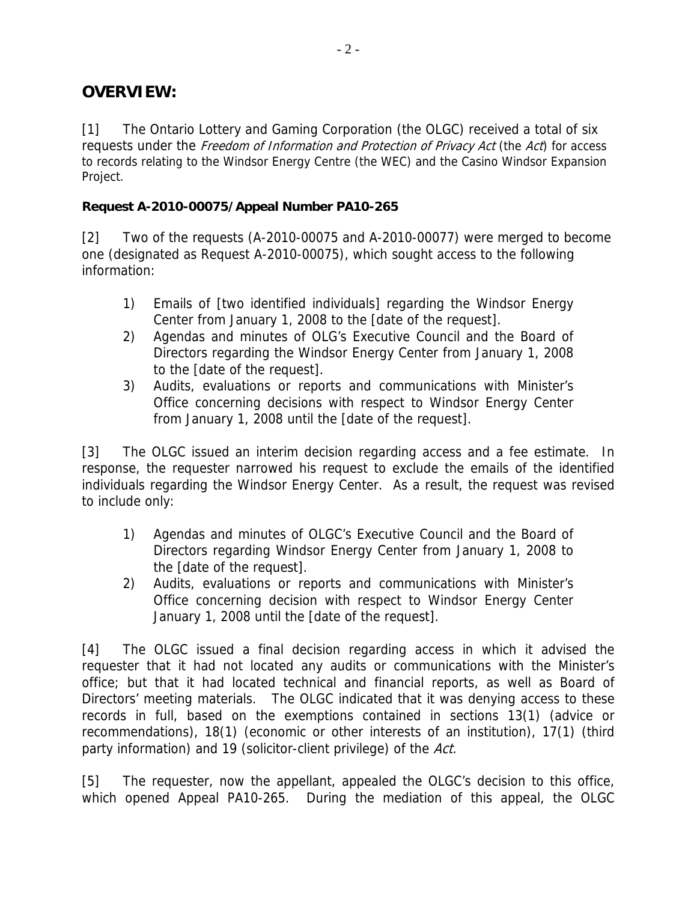## OVERVIEW:

[1] The Ontario Lottery and Gaming Corporation (the OLGC) received a total of six requests under the *Freedom of Information and Protection of Privacy Act* (the *Act*) for access to records relating to the Windsor Energy Centre (the WEC) and the Casino Windsor Expansion Project.

**Request A-2010-00075/Appeal Number PA10-265**

[2] Two of the requests (A-2010-00075 and A-2010-00077) were merged to become one (designated as Request A-2010-00075), which sought access to the following information:

1) Emails of [two identified individuals] regarding the Windsor Energy Center from January 1, 2008 to the [date of the request].
2) Agendas and minutes of OLG's Executive Council and the Board of Directors regarding the Windsor Energy Center from January 1, 2008 to the [date of the request].
3) Audits, evaluations or reports and communications with Minister's Office concerning decisions with respect to Windsor Energy Center from January 1, 2008 until the [date of the request].

[3] The OLGC issued an interim decision regarding access and a fee estimate. In response, the requester narrowed his request to exclude the emails of the identified individuals regarding the Windsor Energy Center. As a result, the request was revised to include only:

1) Agendas and minutes of OLGC's Executive Council and the Board of Directors regarding Windsor Energy Center from January 1, 2008 to the [date of the request].
2) Audits, evaluations or reports and communications with Minister's Office concerning decision with respect to Windsor Energy Center January 1, 2008 until the [date of the request].

[4] The OLGC issued a final decision regarding access in which it advised the requester that it had not located any audits or communications with the Minister's office; but that it had located technical and financial reports, as well as Board of Directors' meeting materials. The OLGC indicated that it was denying access to these records in full, based on the exemptions contained in sections 13(1) (advice or recommendations), 18(1) (economic or other interests of an institution), 17(1) (third party information) and 19 (solicitor-client privilege) of the *Act.*

[5] The requester, now the appellant, appealed the OLGC's decision to this office, which opened Appeal PA10-265. During the mediation of this appeal, the OLGC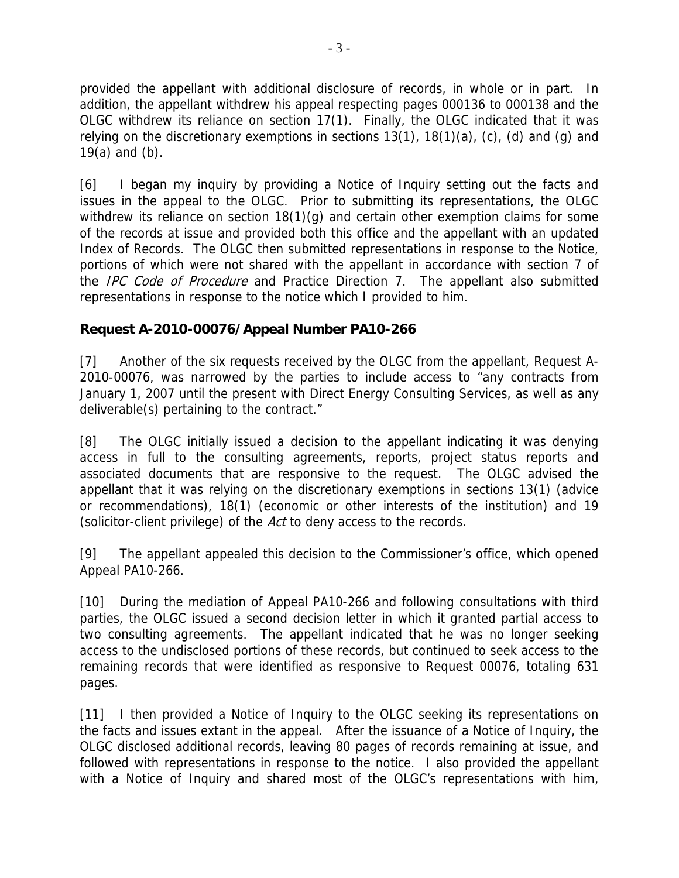provided the appellant with additional disclosure of records, in whole or in part. In addition, the appellant withdrew his appeal respecting pages 000136 to 000138 and the OLGC withdrew its reliance on section 17(1). Finally, the OLGC indicated that it was relying on the discretionary exemptions in sections 13(1), 18(1)(a), (c), (d) and (g) and 19(a) and (b).

[6] I began my inquiry by providing a Notice of Inquiry setting out the facts and issues in the appeal to the OLGC. Prior to submitting its representations, the OLGC withdrew its reliance on section 18(1)(g) and certain other exemption claims for some of the records at issue and provided both this office and the appellant with an updated Index of Records. The OLGC then submitted representations in response to the Notice, portions of which were not shared with the appellant in accordance with section 7 of the *IPC Code of Procedure* and Practice Direction 7. The appellant also submitted representations in response to the notice which I provided to him.

**Request A-2010-00076/Appeal Number PA10-266**

[7] Another of the six requests received by the OLGC from the appellant, Request A-2010-00076, was narrowed by the parties to include access to "any contracts from January 1, 2007 until the present with Direct Energy Consulting Services, as well as any deliverable(s) pertaining to the contract."

[8] The OLGC initially issued a decision to the appellant indicating it was denying access in full to the consulting agreements, reports, project status reports and associated documents that are responsive to the request. The OLGC advised the appellant that it was relying on the discretionary exemptions in sections 13(1) (advice or recommendations), 18(1) (economic or other interests of the institution) and 19 (solicitor-client privilege) of the *Act* to deny access to the records.

[9] The appellant appealed this decision to the Commissioner's office, which opened Appeal PA10-266.

[10] During the mediation of Appeal PA10-266 and following consultations with third parties, the OLGC issued a second decision letter in which it granted partial access to two consulting agreements. The appellant indicated that he was no longer seeking access to the undisclosed portions of these records, but continued to seek access to the remaining records that were identified as responsive to Request 00076, totaling 631 pages.

[11] I then provided a Notice of Inquiry to the OLGC seeking its representations on the facts and issues extant in the appeal. After the issuance of a Notice of Inquiry, the OLGC disclosed additional records, leaving 80 pages of records remaining at issue, and followed with representations in response to the notice. I also provided the appellant with a Notice of Inquiry and shared most of the OLGC's representations with him,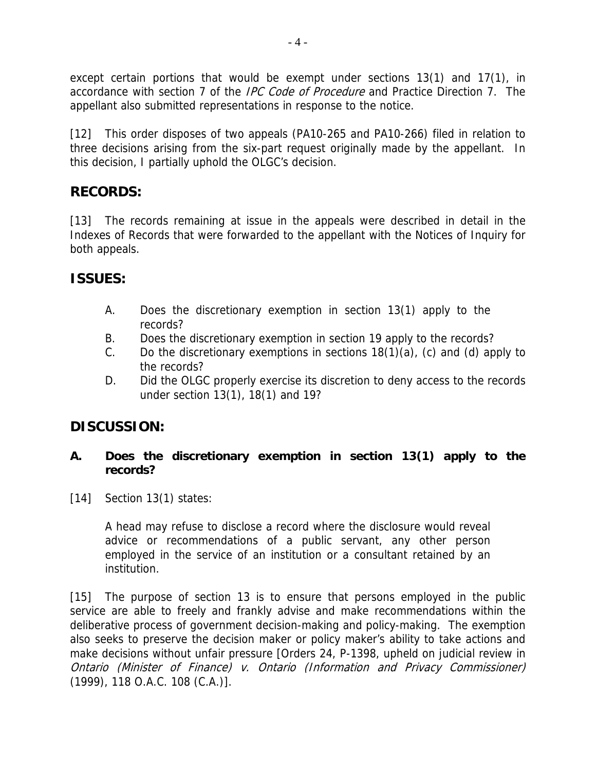except certain portions that would be exempt under sections 13(1) and 17(1), in accordance with section 7 of the *IPC Code of Procedure* and Practice Direction 7. The appellant also submitted representations in response to the notice.

[12] This order disposes of two appeals (PA10-265 and PA10-266) filed in relation to three decisions arising from the six-part request originally made by the appellant. In this decision, I partially uphold the OLGC's decision.

## RECORDS:

[13] The records remaining at issue in the appeals were described in detail in the Indexes of Records that were forwarded to the appellant with the Notices of Inquiry for both appeals.

## ISSUES:

A. Does the discretionary exemption in section 13(1) apply to the records?

B. Does the discretionary exemption in section 19 apply to the records?

C. Do the discretionary exemptions in sections 18(1)(a), (c) and (d) apply to the records?

D. Did the OLGC properly exercise its discretion to deny access to the records under section 13(1), 18(1) and 19?

## DISCUSSION:

### A. Does the discretionary exemption in section 13(1) apply to the records?

[14] Section 13(1) states:

> A head may refuse to disclose a record where the disclosure would reveal advice or recommendations of a public servant, any other person employed in the service of an institution or a consultant retained by an institution.

[15] The purpose of section 13 is to ensure that persons employed in the public service are able to freely and frankly advise and make recommendations within the deliberative process of government decision-making and policy-making. The exemption also seeks to preserve the decision maker or policy maker's ability to take actions and make decisions without unfair pressure [Orders 24, P-1398, upheld on judicial review in *Ontario (Minister of Finance) v. Ontario (Information and Privacy Commissioner)* (1999), 118 O.A.C. 108 (C.A.)].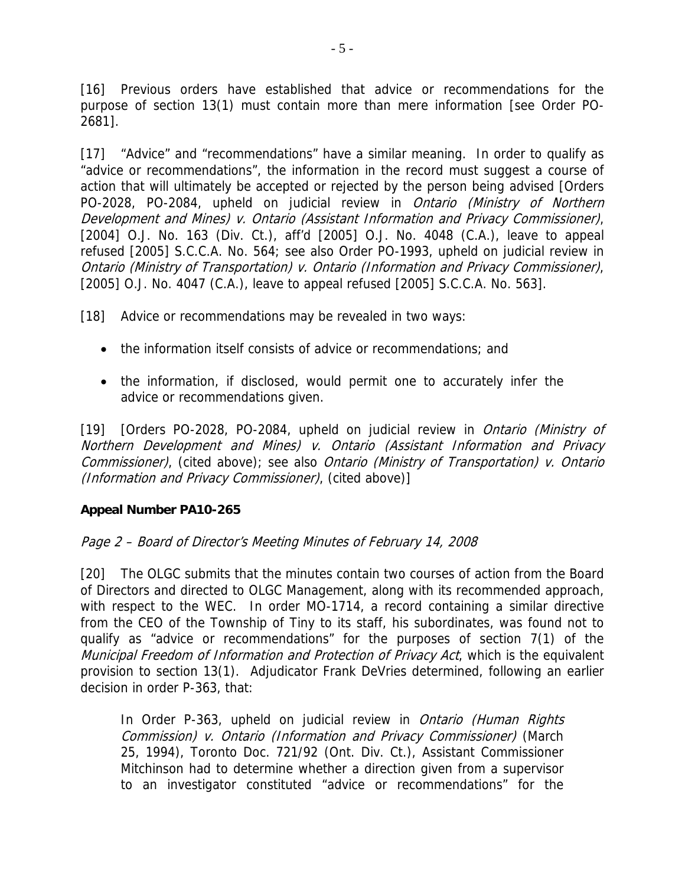[16] Previous orders have established that advice or recommendations for the purpose of section 13(1) must contain more than mere information [see Order PO-2681].

[17] "Advice" and "recommendations" have a similar meaning. In order to qualify as "advice or recommendations", the information in the record must suggest a course of action that will ultimately be accepted or rejected by the person being advised [Orders PO-2028, PO-2084, upheld on judicial review in *Ontario (Ministry of Northern Development and Mines) v. Ontario (Assistant Information and Privacy Commissioner)*, [2004] O.J. No. 163 (Div. Ct.), aff'd [2005] O.J. No. 4048 (C.A.), leave to appeal refused [2005] S.C.C.A. No. 564; see also Order PO-1993, upheld on judicial review in *Ontario (Ministry of Transportation) v. Ontario (Information and Privacy Commissioner)*, [2005] O.J. No. 4047 (C.A.), leave to appeal refused [2005] S.C.C.A. No. 563].

[18] Advice or recommendations may be revealed in two ways:

- the information itself consists of advice or recommendations; and
- the information, if disclosed, would permit one to accurately infer the advice or recommendations given.

[19] [Orders PO-2028, PO-2084, upheld on judicial review in *Ontario (Ministry of Northern Development and Mines) v. Ontario (Assistant Information and Privacy Commissioner)*, (cited above); see also *Ontario (Ministry of Transportation) v. Ontario (Information and Privacy Commissioner)*, (cited above)]

**Appeal Number PA10-265**

*Page 2 – Board of Director's Meeting Minutes of February 14, 2008*

[20] The OLGC submits that the minutes contain two courses of action from the Board of Directors and directed to OLGC Management, along with its recommended approach, with respect to the WEC. In order MO-1714, a record containing a similar directive from the CEO of the Township of Tiny to its staff, his subordinates, was found not to qualify as "advice or recommendations" for the purposes of section 7(1) of the *Municipal Freedom of Information and Protection of Privacy Act*, which is the equivalent provision to section 13(1). Adjudicator Frank DeVries determined, following an earlier decision in order P-363, that:

> In Order P-363, upheld on judicial review in *Ontario (Human Rights Commission) v. Ontario (Information and Privacy Commissioner)* (March 25, 1994), Toronto Doc. 721/92 (Ont. Div. Ct.), Assistant Commissioner Mitchinson had to determine whether a direction given from a supervisor to an investigator constituted "advice or recommendations" for the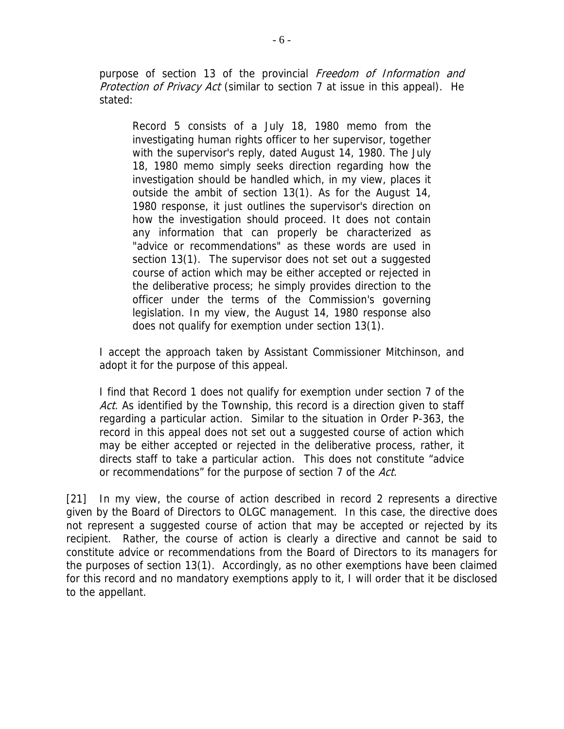purpose of section 13 of the provincial *Freedom of Information and Protection of Privacy Act* (similar to section 7 at issue in this appeal). He stated:

> Record 5 consists of a July 18, 1980 memo from the investigating human rights officer to her supervisor, together with the supervisor's reply, dated August 14, 1980. The July 18, 1980 memo simply seeks direction regarding how the investigation should be handled which, in my view, places it outside the ambit of section 13(1). As for the August 14, 1980 response, it just outlines the supervisor's direction on how the investigation should proceed. It does not contain any information that can properly be characterized as "advice or recommendations" as these words are used in section 13(1). The supervisor does not set out a suggested course of action which may be either accepted or rejected in the deliberative process; he simply provides direction to the officer under the terms of the Commission's governing legislation. In my view, the August 14, 1980 response also does not qualify for exemption under section 13(1).

I accept the approach taken by Assistant Commissioner Mitchinson, and adopt it for the purpose of this appeal.

I find that Record 1 does not qualify for exemption under section 7 of the *Act*. As identified by the Township, this record is a direction given to staff regarding a particular action. Similar to the situation in Order P-363, the record in this appeal does not set out a suggested course of action which may be either accepted or rejected in the deliberative process, rather, it directs staff to take a particular action. This does not constitute "advice or recommendations" for the purpose of section 7 of the *Act*.

[21] In my view, the course of action described in record 2 represents a directive given by the Board of Directors to OLGC management. In this case, the directive does not represent a suggested course of action that may be accepted or rejected by its recipient. Rather, the course of action is clearly a directive and cannot be said to constitute advice or recommendations from the Board of Directors to its managers for the purposes of section 13(1). Accordingly, as no other exemptions have been claimed for this record and no mandatory exemptions apply to it, I will order that it be disclosed to the appellant.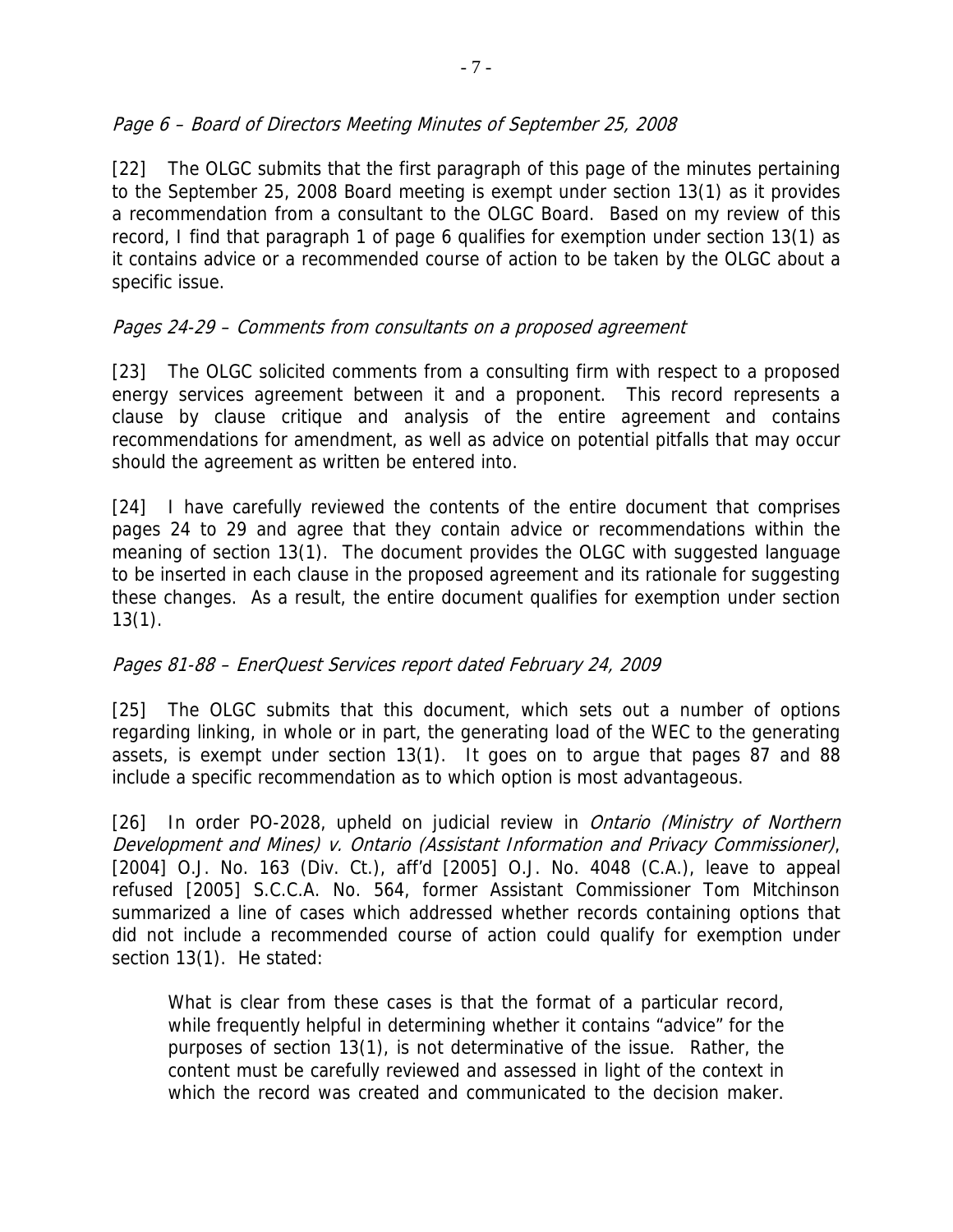*Page 6 – Board of Directors Meeting Minutes of September 25, 2008*

[22] The OLGC submits that the first paragraph of this page of the minutes pertaining to the September 25, 2008 Board meeting is exempt under section 13(1) as it provides a recommendation from a consultant to the OLGC Board. Based on my review of this record, I find that paragraph 1 of page 6 qualifies for exemption under section 13(1) as it contains advice or a recommended course of action to be taken by the OLGC about a specific issue.

*Pages 24-29 – Comments from consultants on a proposed agreement*

[23] The OLGC solicited comments from a consulting firm with respect to a proposed energy services agreement between it and a proponent. This record represents a clause by clause critique and analysis of the entire agreement and contains recommendations for amendment, as well as advice on potential pitfalls that may occur should the agreement as written be entered into.

[24] I have carefully reviewed the contents of the entire document that comprises pages 24 to 29 and agree that they contain advice or recommendations within the meaning of section 13(1). The document provides the OLGC with suggested language to be inserted in each clause in the proposed agreement and its rationale for suggesting these changes. As a result, the entire document qualifies for exemption under section 13(1).

*Pages 81-88 – EnerQuest Services report dated February 24, 2009*

[25] The OLGC submits that this document, which sets out a number of options regarding linking, in whole or in part, the generating load of the WEC to the generating assets, is exempt under section 13(1). It goes on to argue that pages 87 and 88 include a specific recommendation as to which option is most advantageous.

[26] In order PO-2028, upheld on judicial review in *Ontario (Ministry of Northern Development and Mines) v. Ontario (Assistant Information and Privacy Commissioner)*, [2004] O.J. No. 163 (Div. Ct.), aff'd [2005] O.J. No. 4048 (C.A.), leave to appeal refused [2005] S.C.C.A. No. 564, former Assistant Commissioner Tom Mitchinson summarized a line of cases which addressed whether records containing options that did not include a recommended course of action could qualify for exemption under section 13(1). He stated:

> What is clear from these cases is that the format of a particular record, while frequently helpful in determining whether it contains "advice" for the purposes of section 13(1), is not determinative of the issue. Rather, the content must be carefully reviewed and assessed in light of the context in which the record was created and communicated to the decision maker.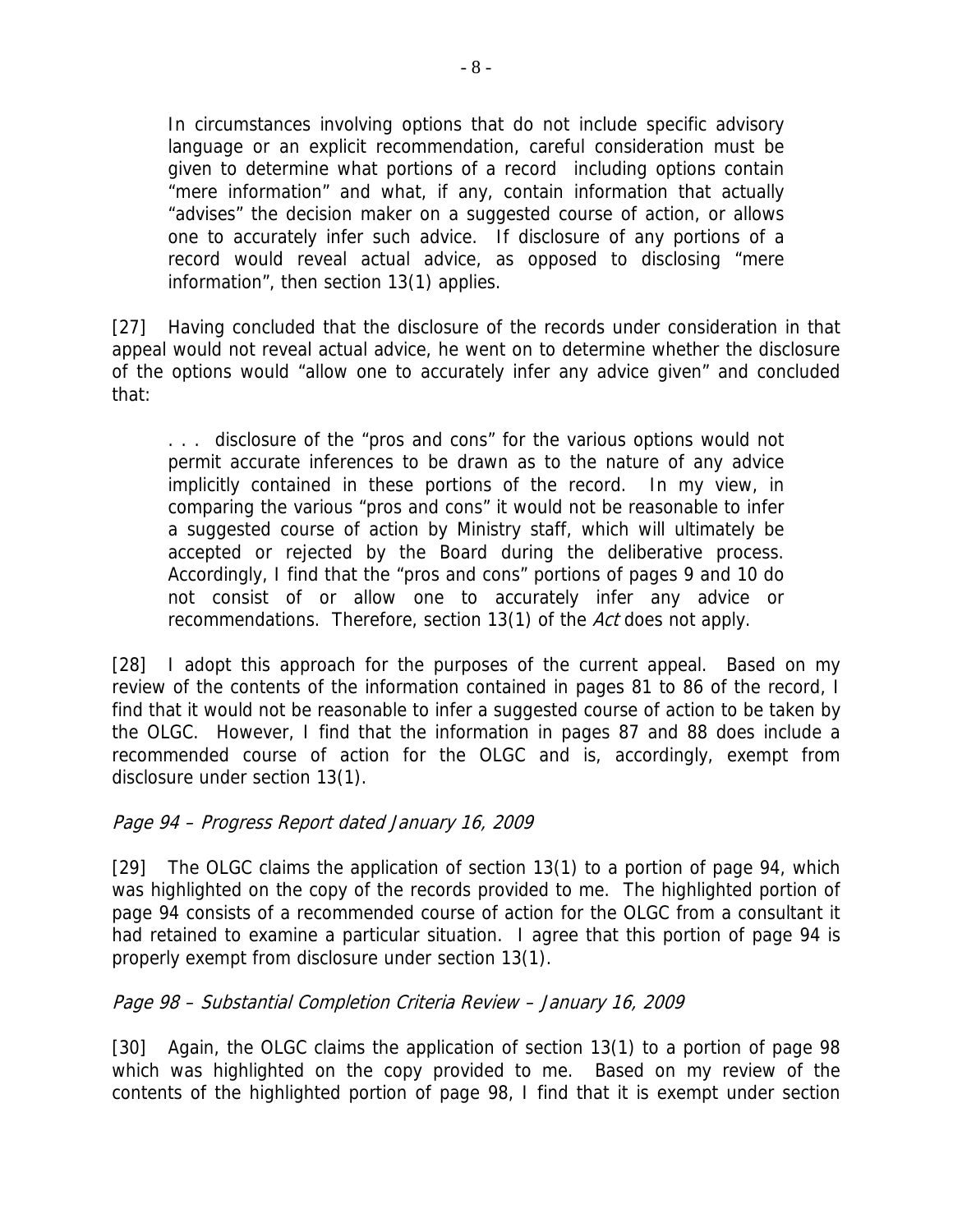> In circumstances involving options that do not include specific advisory language or an explicit recommendation, careful consideration must be given to determine what portions of a record including options contain "mere information" and what, if any, contain information that actually "advises" the decision maker on a suggested course of action, or allows one to accurately infer such advice. If disclosure of any portions of a record would reveal actual advice, as opposed to disclosing "mere information", then section 13(1) applies.

[27] Having concluded that the disclosure of the records under consideration in that appeal would not reveal actual advice, he went on to determine whether the disclosure of the options would "allow one to accurately infer any advice given" and concluded that:

> . . . disclosure of the "pros and cons" for the various options would not permit accurate inferences to be drawn as to the nature of any advice implicitly contained in these portions of the record. In my view, in comparing the various "pros and cons" it would not be reasonable to infer a suggested course of action by Ministry staff, which will ultimately be accepted or rejected by the Board during the deliberative process. Accordingly, I find that the "pros and cons" portions of pages 9 and 10 do not consist of or allow one to accurately infer any advice or recommendations. Therefore, section 13(1) of the *Act* does not apply.

[28] I adopt this approach for the purposes of the current appeal. Based on my review of the contents of the information contained in pages 81 to 86 of the record, I find that it would not be reasonable to infer a suggested course of action to be taken by the OLGC. However, I find that the information in pages 87 and 88 does include a recommended course of action for the OLGC and is, accordingly, exempt from disclosure under section 13(1).

*Page 94 – Progress Report dated January 16, 2009*

[29] The OLGC claims the application of section 13(1) to a portion of page 94, which was highlighted on the copy of the records provided to me. The highlighted portion of page 94 consists of a recommended course of action for the OLGC from a consultant it had retained to examine a particular situation. I agree that this portion of page 94 is properly exempt from disclosure under section 13(1).

*Page 98 – Substantial Completion Criteria Review – January 16, 2009*

[30] Again, the OLGC claims the application of section 13(1) to a portion of page 98 which was highlighted on the copy provided to me. Based on my review of the contents of the highlighted portion of page 98, I find that it is exempt under section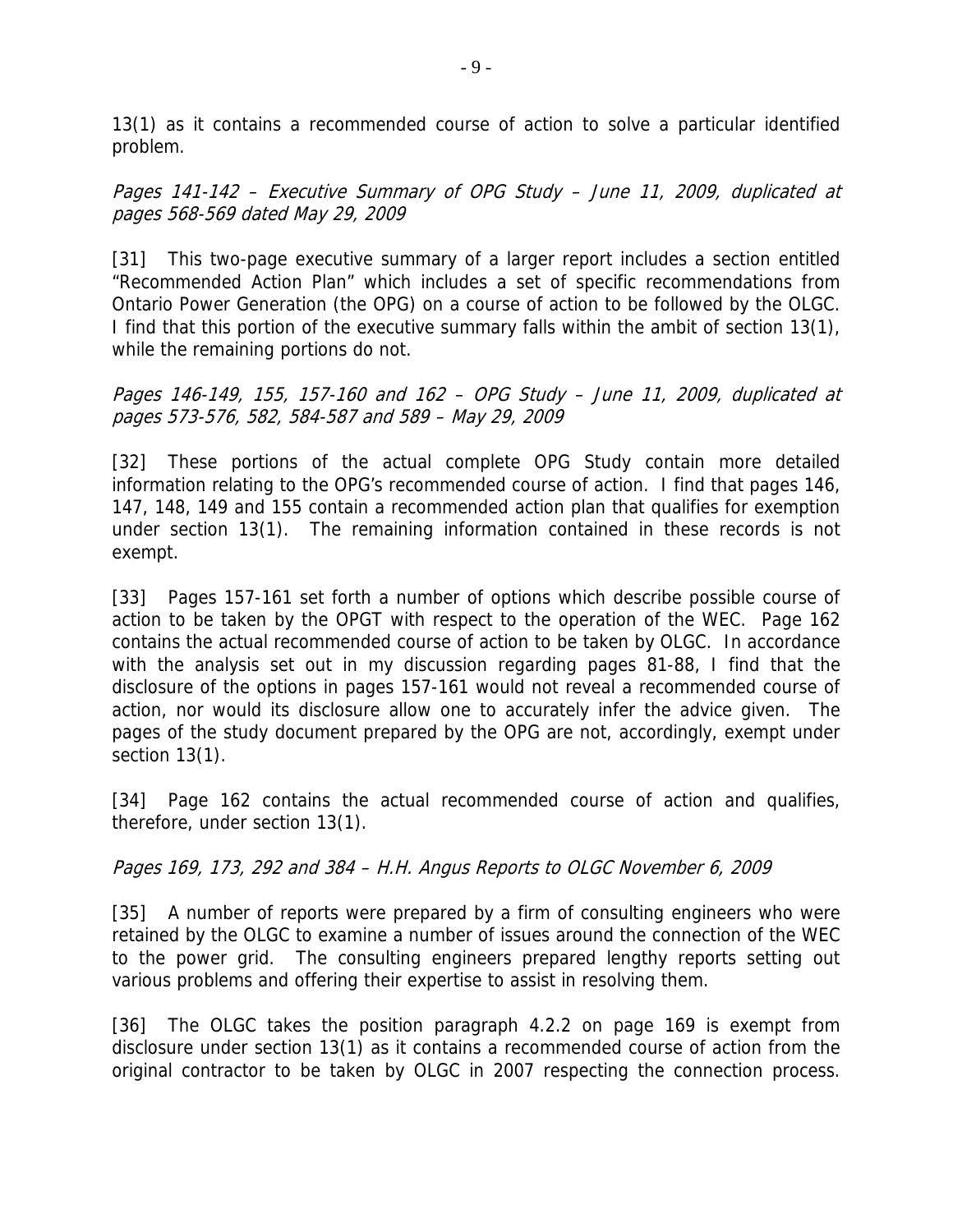13(1) as it contains a recommended course of action to solve a particular identified problem.

*Pages 141-142 – Executive Summary of OPG Study – June 11, 2009, duplicated at pages 568-569 dated May 29, 2009*

[31] This two-page executive summary of a larger report includes a section entitled "Recommended Action Plan" which includes a set of specific recommendations from Ontario Power Generation (the OPG) on a course of action to be followed by the OLGC. I find that this portion of the executive summary falls within the ambit of section 13(1), while the remaining portions do not.

*Pages 146-149, 155, 157-160 and 162 – OPG Study – June 11, 2009, duplicated at pages 573-576, 582, 584-587 and 589 – May 29, 2009*

[32] These portions of the actual complete OPG Study contain more detailed information relating to the OPG's recommended course of action. I find that pages 146, 147, 148, 149 and 155 contain a recommended action plan that qualifies for exemption under section 13(1). The remaining information contained in these records is not exempt.

[33] Pages 157-161 set forth a number of options which describe possible course of action to be taken by the OPGT with respect to the operation of the WEC. Page 162 contains the actual recommended course of action to be taken by OLGC. In accordance with the analysis set out in my discussion regarding pages 81-88, I find that the disclosure of the options in pages 157-161 would not reveal a recommended course of action, nor would its disclosure allow one to accurately infer the advice given. The pages of the study document prepared by the OPG are not, accordingly, exempt under section 13(1).

[34] Page 162 contains the actual recommended course of action and qualifies, therefore, under section 13(1).

*Pages 169, 173, 292 and 384 – H.H. Angus Reports to OLGC November 6, 2009*

[35] A number of reports were prepared by a firm of consulting engineers who were retained by the OLGC to examine a number of issues around the connection of the WEC to the power grid. The consulting engineers prepared lengthy reports setting out various problems and offering their expertise to assist in resolving them.

[36] The OLGC takes the position paragraph 4.2.2 on page 169 is exempt from disclosure under section 13(1) as it contains a recommended course of action from the original contractor to be taken by OLGC in 2007 respecting the connection process.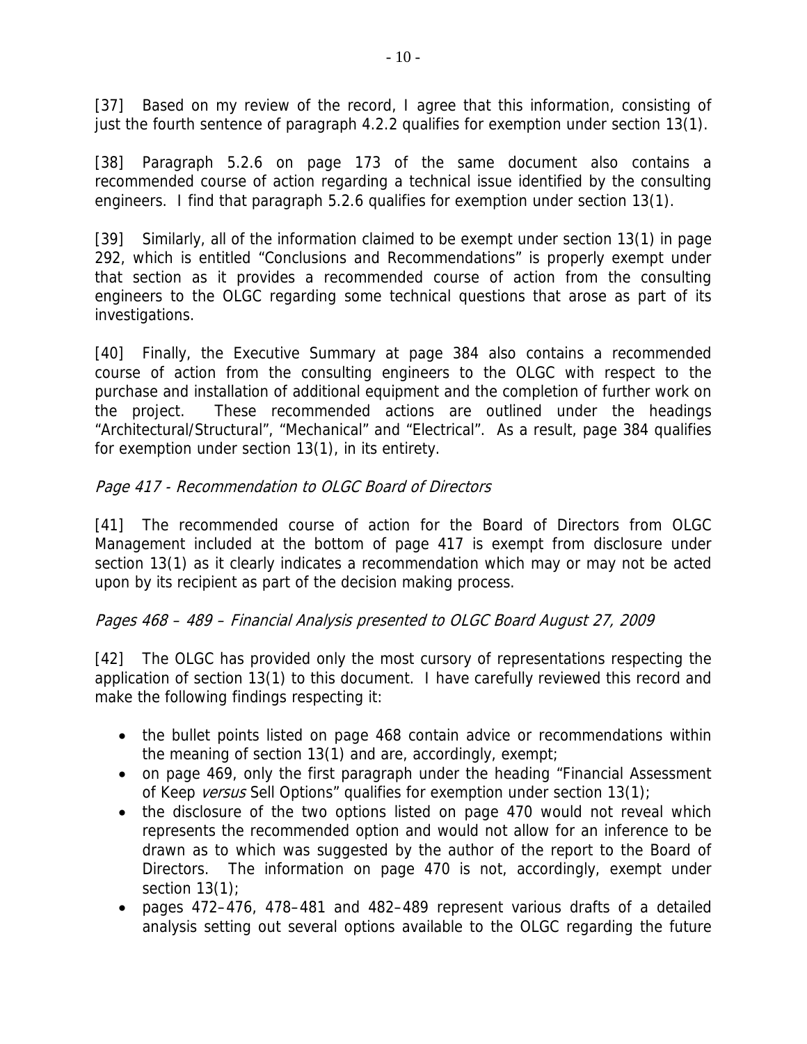[37] Based on my review of the record, I agree that this information, consisting of just the fourth sentence of paragraph 4.2.2 qualifies for exemption under section 13(1).

[38] Paragraph 5.2.6 on page 173 of the same document also contains a recommended course of action regarding a technical issue identified by the consulting engineers. I find that paragraph 5.2.6 qualifies for exemption under section 13(1).

[39] Similarly, all of the information claimed to be exempt under section 13(1) in page 292, which is entitled "Conclusions and Recommendations" is properly exempt under that section as it provides a recommended course of action from the consulting engineers to the OLGC regarding some technical questions that arose as part of its investigations.

[40] Finally, the Executive Summary at page 384 also contains a recommended course of action from the consulting engineers to the OLGC with respect to the purchase and installation of additional equipment and the completion of further work on the project. These recommended actions are outlined under the headings "Architectural/Structural", "Mechanical" and "Electrical". As a result, page 384 qualifies for exemption under section 13(1), in its entirety.

*Page 417 - Recommendation to OLGC Board of Directors*

[41] The recommended course of action for the Board of Directors from OLGC Management included at the bottom of page 417 is exempt from disclosure under section 13(1) as it clearly indicates a recommendation which may or may not be acted upon by its recipient as part of the decision making process.

*Pages 468 – 489 – Financial Analysis presented to OLGC Board August 27, 2009*

[42] The OLGC has provided only the most cursory of representations respecting the application of section 13(1) to this document. I have carefully reviewed this record and make the following findings respecting it:

- the bullet points listed on page 468 contain advice or recommendations within the meaning of section 13(1) and are, accordingly, exempt;
- on page 469, only the first paragraph under the heading "Financial Assessment of Keep *versus* Sell Options" qualifies for exemption under section 13(1);
- the disclosure of the two options listed on page 470 would not reveal which represents the recommended option and would not allow for an inference to be drawn as to which was suggested by the author of the report to the Board of Directors. The information on page 470 is not, accordingly, exempt under section 13(1);
- pages 472–476, 478–481 and 482–489 represent various drafts of a detailed analysis setting out several options available to the OLGC regarding the future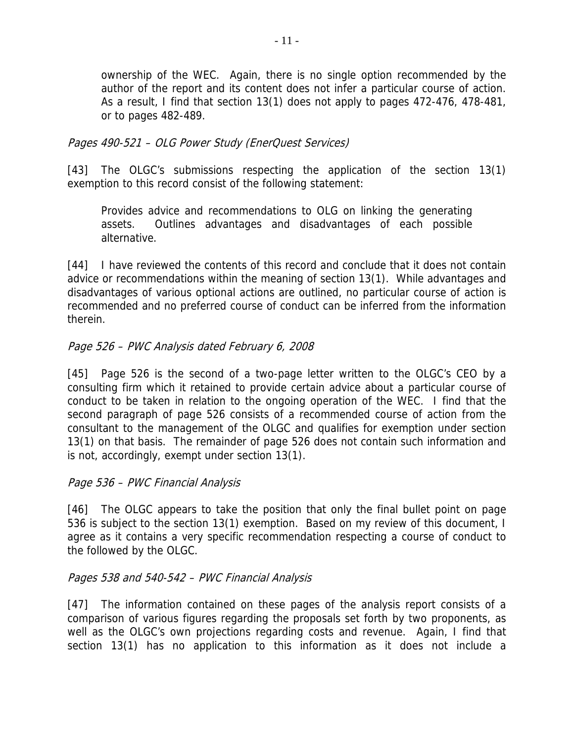ownership of the WEC. Again, there is no single option recommended by the author of the report and its content does not infer a particular course of action. As a result, I find that section 13(1) does not apply to pages 472-476, 478-481, or to pages 482-489.

*Pages 490-521 – OLG Power Study (EnerQuest Services)*

[43] The OLGC's submissions respecting the application of the section 13(1) exemption to this record consist of the following statement:

> Provides advice and recommendations to OLG on linking the generating assets. Outlines advantages and disadvantages of each possible alternative.

[44] I have reviewed the contents of this record and conclude that it does not contain advice or recommendations within the meaning of section 13(1). While advantages and disadvantages of various optional actions are outlined, no particular course of action is recommended and no preferred course of conduct can be inferred from the information therein.

*Page 526 – PWC Analysis dated February 6, 2008*

[45] Page 526 is the second of a two-page letter written to the OLGC's CEO by a consulting firm which it retained to provide certain advice about a particular course of conduct to be taken in relation to the ongoing operation of the WEC. I find that the second paragraph of page 526 consists of a recommended course of action from the consultant to the management of the OLGC and qualifies for exemption under section 13(1) on that basis. The remainder of page 526 does not contain such information and is not, accordingly, exempt under section 13(1).

*Page 536 – PWC Financial Analysis*

[46] The OLGC appears to take the position that only the final bullet point on page 536 is subject to the section 13(1) exemption. Based on my review of this document, I agree as it contains a very specific recommendation respecting a course of conduct to the followed by the OLGC.

*Pages 538 and 540-542 – PWC Financial Analysis*

[47] The information contained on these pages of the analysis report consists of a comparison of various figures regarding the proposals set forth by two proponents, as well as the OLGC's own projections regarding costs and revenue. Again, I find that section 13(1) has no application to this information as it does not include a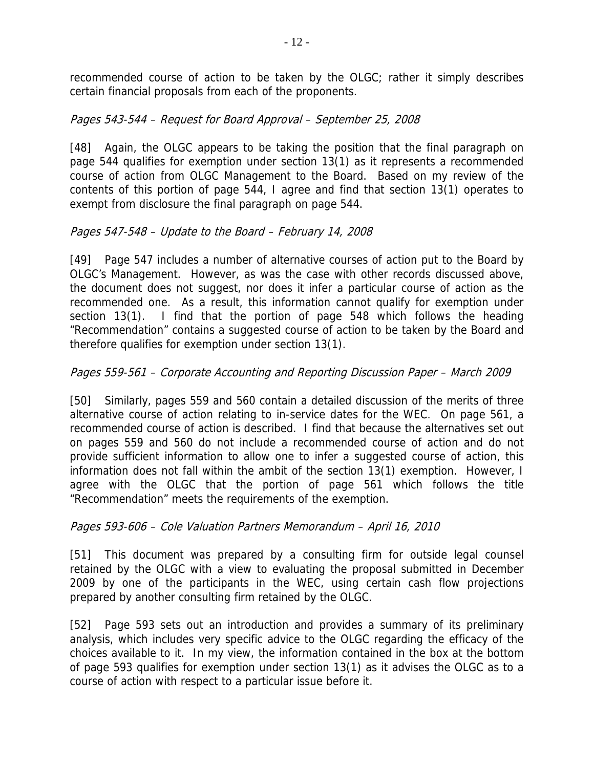recommended course of action to be taken by the OLGC; rather it simply describes certain financial proposals from each of the proponents.

*Pages 543-544 – Request for Board Approval – September 25, 2008*

[48] Again, the OLGC appears to be taking the position that the final paragraph on page 544 qualifies for exemption under section 13(1) as it represents a recommended course of action from OLGC Management to the Board. Based on my review of the contents of this portion of page 544, I agree and find that section 13(1) operates to exempt from disclosure the final paragraph on page 544.

*Pages 547-548 – Update to the Board – February 14, 2008*

[49] Page 547 includes a number of alternative courses of action put to the Board by OLGC's Management. However, as was the case with other records discussed above, the document does not suggest, nor does it infer a particular course of action as the recommended one. As a result, this information cannot qualify for exemption under section 13(1). I find that the portion of page 548 which follows the heading "Recommendation" contains a suggested course of action to be taken by the Board and therefore qualifies for exemption under section 13(1).

*Pages 559-561 – Corporate Accounting and Reporting Discussion Paper – March 2009*

[50] Similarly, pages 559 and 560 contain a detailed discussion of the merits of three alternative course of action relating to in-service dates for the WEC. On page 561, a recommended course of action is described. I find that because the alternatives set out on pages 559 and 560 do not include a recommended course of action and do not provide sufficient information to allow one to infer a suggested course of action, this information does not fall within the ambit of the section 13(1) exemption. However, I agree with the OLGC that the portion of page 561 which follows the title "Recommendation" meets the requirements of the exemption.

*Pages 593-606 – Cole Valuation Partners Memorandum – April 16, 2010*

[51] This document was prepared by a consulting firm for outside legal counsel retained by the OLGC with a view to evaluating the proposal submitted in December 2009 by one of the participants in the WEC, using certain cash flow projections prepared by another consulting firm retained by the OLGC.

[52] Page 593 sets out an introduction and provides a summary of its preliminary analysis, which includes very specific advice to the OLGC regarding the efficacy of the choices available to it. In my view, the information contained in the box at the bottom of page 593 qualifies for exemption under section 13(1) as it advises the OLGC as to a course of action with respect to a particular issue before it.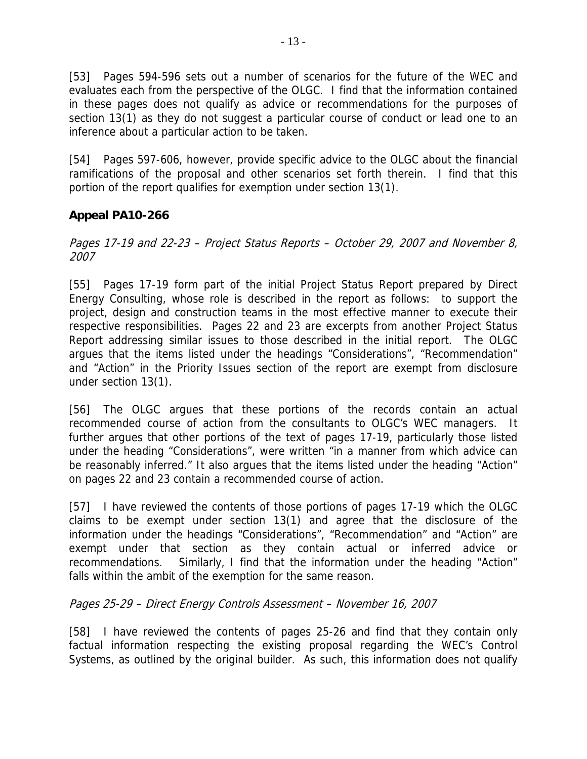[53] Pages 594-596 sets out a number of scenarios for the future of the WEC and evaluates each from the perspective of the OLGC. I find that the information contained in these pages does not qualify as advice or recommendations for the purposes of section 13(1) as they do not suggest a particular course of conduct or lead one to an inference about a particular action to be taken.

[54] Pages 597-606, however, provide specific advice to the OLGC about the financial ramifications of the proposal and other scenarios set forth therein. I find that this portion of the report qualifies for exemption under section 13(1).

## Appeal PA10-266

*Pages 17-19 and 22-23 – Project Status Reports – October 29, 2007 and November 8, 2007*

[55] Pages 17-19 form part of the initial Project Status Report prepared by Direct Energy Consulting, whose role is described in the report as follows: to support the project, design and construction teams in the most effective manner to execute their respective responsibilities. Pages 22 and 23 are excerpts from another Project Status Report addressing similar issues to those described in the initial report. The OLGC argues that the items listed under the headings "Considerations", "Recommendation" and "Action" in the Priority Issues section of the report are exempt from disclosure under section 13(1).

[56] The OLGC argues that these portions of the records contain an actual recommended course of action from the consultants to OLGC's WEC managers. It further argues that other portions of the text of pages 17-19, particularly those listed under the heading "Considerations", were written "in a manner from which advice can be reasonably inferred." It also argues that the items listed under the heading "Action" on pages 22 and 23 contain a recommended course of action.

[57] I have reviewed the contents of those portions of pages 17-19 which the OLGC claims to be exempt under section 13(1) and agree that the disclosure of the information under the headings "Considerations", "Recommendation" and "Action" are exempt under that section as they contain actual or inferred advice or recommendations. Similarly, I find that the information under the heading "Action" falls within the ambit of the exemption for the same reason.

*Pages 25-29 – Direct Energy Controls Assessment – November 16, 2007*

[58] I have reviewed the contents of pages 25-26 and find that they contain only factual information respecting the existing proposal regarding the WEC's Control Systems, as outlined by the original builder. As such, this information does not qualify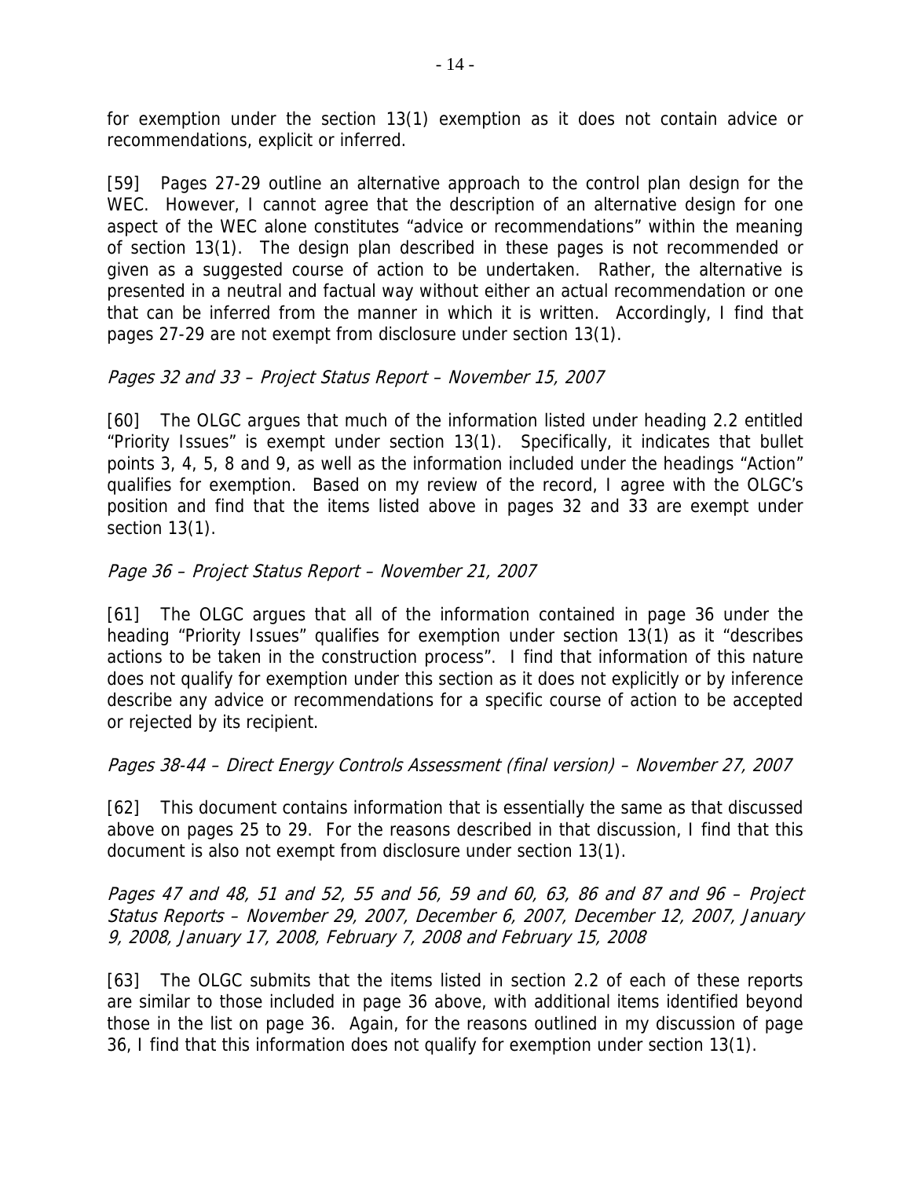for exemption under the section 13(1) exemption as it does not contain advice or recommendations, explicit or inferred.

[59] Pages 27-29 outline an alternative approach to the control plan design for the WEC. However, I cannot agree that the description of an alternative design for one aspect of the WEC alone constitutes "advice or recommendations" within the meaning of section 13(1). The design plan described in these pages is not recommended or given as a suggested course of action to be undertaken. Rather, the alternative is presented in a neutral and factual way without either an actual recommendation or one that can be inferred from the manner in which it is written. Accordingly, I find that pages 27-29 are not exempt from disclosure under section 13(1).

*Pages 32 and 33 – Project Status Report – November 15, 2007*

[60] The OLGC argues that much of the information listed under heading 2.2 entitled "Priority Issues" is exempt under section 13(1). Specifically, it indicates that bullet points 3, 4, 5, 8 and 9, as well as the information included under the headings "Action" qualifies for exemption. Based on my review of the record, I agree with the OLGC's position and find that the items listed above in pages 32 and 33 are exempt under section 13(1).

*Page 36 – Project Status Report – November 21, 2007*

[61] The OLGC argues that all of the information contained in page 36 under the heading "Priority Issues" qualifies for exemption under section 13(1) as it "describes actions to be taken in the construction process". I find that information of this nature does not qualify for exemption under this section as it does not explicitly or by inference describe any advice or recommendations for a specific course of action to be accepted or rejected by its recipient.

*Pages 38-44 – Direct Energy Controls Assessment (final version) – November 27, 2007*

[62] This document contains information that is essentially the same as that discussed above on pages 25 to 29. For the reasons described in that discussion, I find that this document is also not exempt from disclosure under section 13(1).

*Pages 47 and 48, 51 and 52, 55 and 56, 59 and 60, 63, 86 and 87 and 96 – Project Status Reports – November 29, 2007, December 6, 2007, December 12, 2007, January 9, 2008, January 17, 2008, February 7, 2008 and February 15, 2008*

[63] The OLGC submits that the items listed in section 2.2 of each of these reports are similar to those included in page 36 above, with additional items identified beyond those in the list on page 36. Again, for the reasons outlined in my discussion of page 36, I find that this information does not qualify for exemption under section 13(1).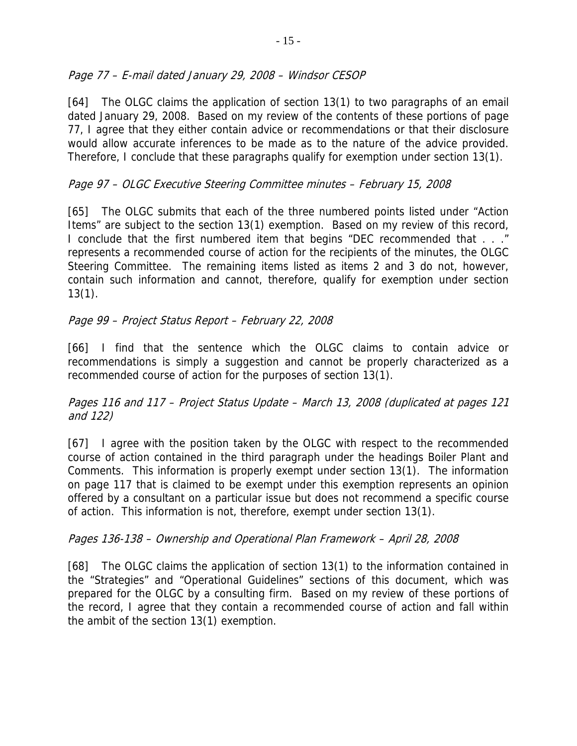*Page 77 – E-mail dated January 29, 2008 – Windsor CESOP*

[64] The OLGC claims the application of section 13(1) to two paragraphs of an email dated January 29, 2008. Based on my review of the contents of these portions of page 77, I agree that they either contain advice or recommendations or that their disclosure would allow accurate inferences to be made as to the nature of the advice provided. Therefore, I conclude that these paragraphs qualify for exemption under section 13(1).

*Page 97 – OLGC Executive Steering Committee minutes – February 15, 2008*

[65] The OLGC submits that each of the three numbered points listed under "Action Items" are subject to the section 13(1) exemption. Based on my review of this record, I conclude that the first numbered item that begins "DEC recommended that . . ." represents a recommended course of action for the recipients of the minutes, the OLGC Steering Committee. The remaining items listed as items 2 and 3 do not, however, contain such information and cannot, therefore, qualify for exemption under section 13(1).

*Page 99 – Project Status Report – February 22, 2008*

[66] I find that the sentence which the OLGC claims to contain advice or recommendations is simply a suggestion and cannot be properly characterized as a recommended course of action for the purposes of section 13(1).

*Pages 116 and 117 – Project Status Update – March 13, 2008 (duplicated at pages 121 and 122)*

[67] I agree with the position taken by the OLGC with respect to the recommended course of action contained in the third paragraph under the headings Boiler Plant and Comments. This information is properly exempt under section 13(1). The information on page 117 that is claimed to be exempt under this exemption represents an opinion offered by a consultant on a particular issue but does not recommend a specific course of action. This information is not, therefore, exempt under section 13(1).

*Pages 136-138 – Ownership and Operational Plan Framework – April 28, 2008*

[68] The OLGC claims the application of section 13(1) to the information contained in the "Strategies" and "Operational Guidelines" sections of this document, which was prepared for the OLGC by a consulting firm. Based on my review of these portions of the record, I agree that they contain a recommended course of action and fall within the ambit of the section 13(1) exemption.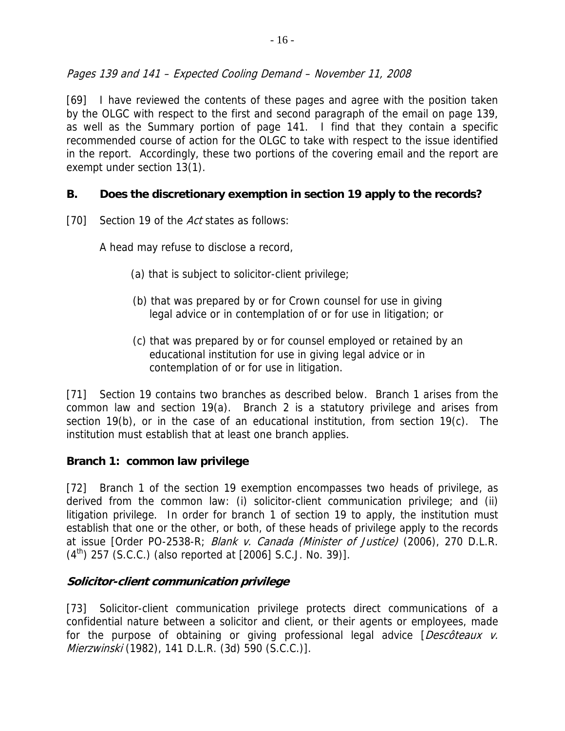*Pages 139 and 141 – Expected Cooling Demand – November 11, 2008*

[69] I have reviewed the contents of these pages and agree with the position taken by the OLGC with respect to the first and second paragraph of the email on page 139, as well as the Summary portion of page 141. I find that they contain a specific recommended course of action for the OLGC to take with respect to the issue identified in the report. Accordingly, these two portions of the covering email and the report are exempt under section 13(1).

## B. Does the discretionary exemption in section 19 apply to the records?

[70] Section 19 of the *Act* states as follows:

> A head may refuse to disclose a record,
>
> (a) that is subject to solicitor-client privilege;
>
> (b) that was prepared by or for Crown counsel for use in giving legal advice or in contemplation of or for use in litigation; or
>
> (c) that was prepared by or for counsel employed or retained by an educational institution for use in giving legal advice or in contemplation of or for use in litigation.

[71] Section 19 contains two branches as described below. Branch 1 arises from the common law and section 19(a). Branch 2 is a statutory privilege and arises from section 19(b), or in the case of an educational institution, from section 19(c). The institution must establish that at least one branch applies.

### Branch 1: common law privilege

[72] Branch 1 of the section 19 exemption encompasses two heads of privilege, as derived from the common law: (i) solicitor-client communication privilege; and (ii) litigation privilege. In order for branch 1 of section 19 to apply, the institution must establish that one or the other, or both, of these heads of privilege apply to the records at issue [Order PO-2538-R; *Blank v. Canada (Minister of Justice)* (2006), 270 D.L.R. (4th) 257 (S.C.C.) (also reported at [2006] S.C.J. No. 39)].

#### *Solicitor-client communication privilege*

[73] Solicitor-client communication privilege protects direct communications of a confidential nature between a solicitor and client, or their agents or employees, made for the purpose of obtaining or giving professional legal advice [*Descôteaux v. Mierzwinski* (1982), 141 D.L.R. (3d) 590 (S.C.C.)].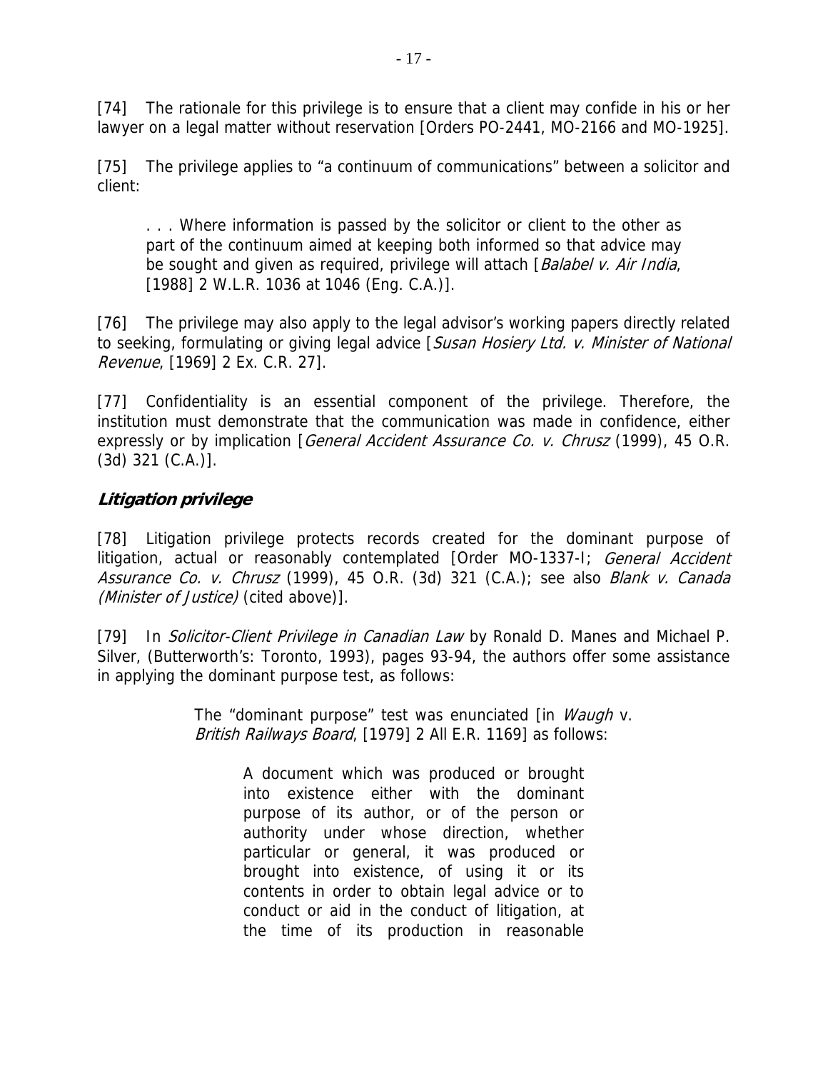[74] The rationale for this privilege is to ensure that a client may confide in his or her lawyer on a legal matter without reservation [Orders PO-2441, MO-2166 and MO-1925].

[75] The privilege applies to "a continuum of communications" between a solicitor and client:

> . . . Where information is passed by the solicitor or client to the other as part of the continuum aimed at keeping both informed so that advice may be sought and given as required, privilege will attach [*Balabel v. Air India*, [1988] 2 W.L.R. 1036 at 1046 (Eng. C.A.)].

[76] The privilege may also apply to the legal advisor's working papers directly related to seeking, formulating or giving legal advice [*Susan Hosiery Ltd. v. Minister of National Revenue*, [1969] 2 Ex. C.R. 27].

[77] Confidentiality is an essential component of the privilege. Therefore, the institution must demonstrate that the communication was made in confidence, either expressly or by implication [*General Accident Assurance Co. v. Chrusz* (1999), 45 O.R. (3d) 321 (C.A.)].

### *Litigation privilege*

[78] Litigation privilege protects records created for the dominant purpose of litigation, actual or reasonably contemplated [Order MO-1337-I; *General Accident Assurance Co. v. Chrusz* (1999), 45 O.R. (3d) 321 (C.A.); see also *Blank v. Canada (Minister of Justice)* (cited above)].

[79] In *Solicitor-Client Privilege in Canadian Law* by Ronald D. Manes and Michael P. Silver, (Butterworth's: Toronto, 1993), pages 93-94, the authors offer some assistance in applying the dominant purpose test, as follows:

> The "dominant purpose" test was enunciated [in *Waugh* v. *British Railways Board*, [1979] 2 All E.R. 1169] as follows:
>
> > A document which was produced or brought into existence either with the dominant purpose of its author, or of the person or authority under whose direction, whether particular or general, it was produced or brought into existence, of using it or its contents in order to obtain legal advice or to conduct or aid in the conduct of litigation, at the time of its production in reasonable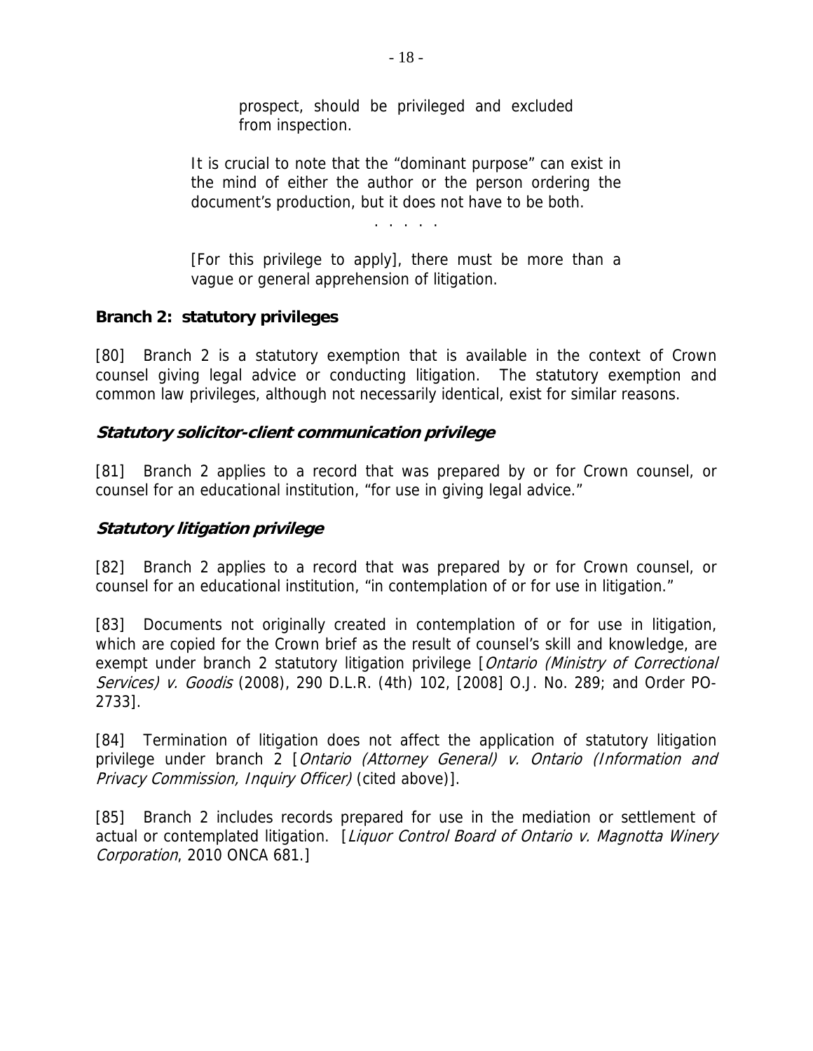> > prospect, should be privileged and excluded from inspection.
>
> It is crucial to note that the "dominant purpose" can exist in the mind of either the author or the person ordering the document's production, but it does not have to be both.
>
> . . . . .
>
> [For this privilege to apply], there must be more than a vague or general apprehension of litigation.

**Branch 2: statutory privileges**

[80] Branch 2 is a statutory exemption that is available in the context of Crown counsel giving legal advice or conducting litigation. The statutory exemption and common law privileges, although not necessarily identical, exist for similar reasons.

***Statutory solicitor-client communication privilege***

[81] Branch 2 applies to a record that was prepared by or for Crown counsel, or counsel for an educational institution, "for use in giving legal advice."

***Statutory litigation privilege***

[82] Branch 2 applies to a record that was prepared by or for Crown counsel, or counsel for an educational institution, "in contemplation of or for use in litigation."

[83] Documents not originally created in contemplation of or for use in litigation, which are copied for the Crown brief as the result of counsel's skill and knowledge, are exempt under branch 2 statutory litigation privilege [*Ontario (Ministry of Correctional Services) v. Goodis* (2008), 290 D.L.R. (4th) 102, [2008] O.J. No. 289; and Order PO-2733].

[84] Termination of litigation does not affect the application of statutory litigation privilege under branch 2 [*Ontario (Attorney General) v. Ontario (Information and Privacy Commission, Inquiry Officer)* (cited above)].

[85] Branch 2 includes records prepared for use in the mediation or settlement of actual or contemplated litigation. [*Liquor Control Board of Ontario v. Magnotta Winery Corporation*, 2010 ONCA 681.]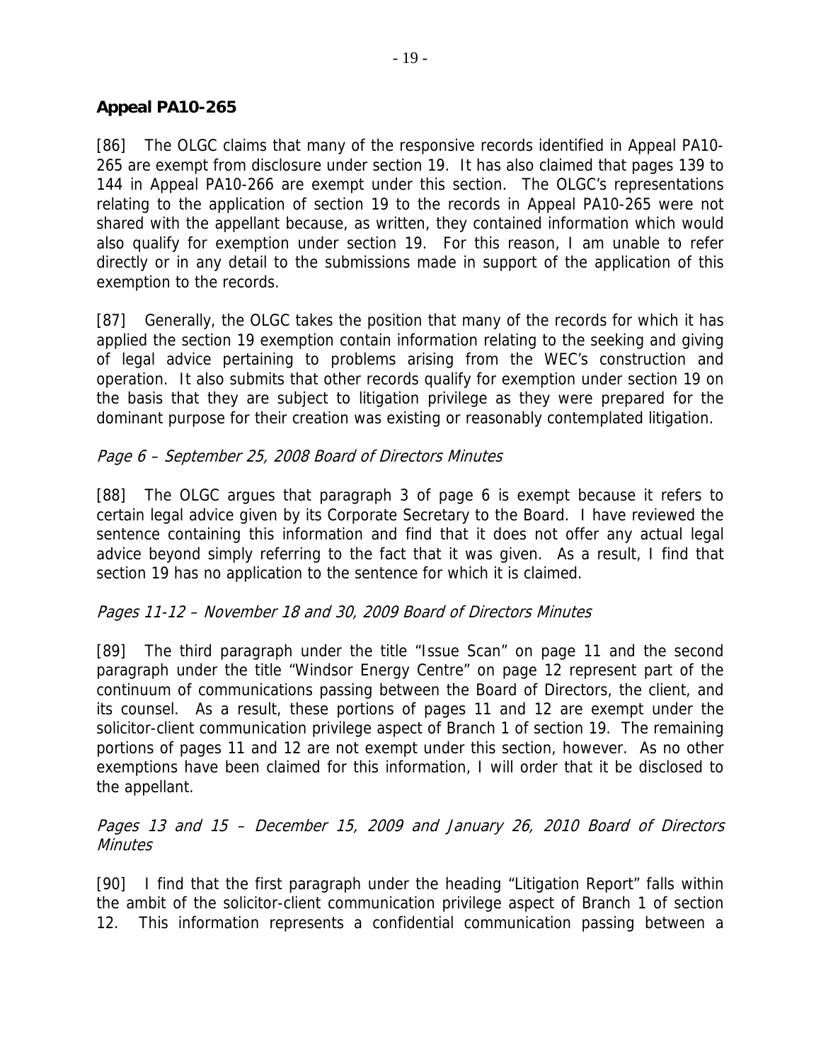## Appeal PA10-265

[86] The OLGC claims that many of the responsive records identified in Appeal PA10-265 are exempt from disclosure under section 19. It has also claimed that pages 139 to 144 in Appeal PA10-266 are exempt under this section. The OLGC's representations relating to the application of section 19 to the records in Appeal PA10-265 were not shared with the appellant because, as written, they contained information which would also qualify for exemption under section 19. For this reason, I am unable to refer directly or in any detail to the submissions made in support of the application of this exemption to the records.

[87] Generally, the OLGC takes the position that many of the records for which it has applied the section 19 exemption contain information relating to the seeking and giving of legal advice pertaining to problems arising from the WEC's construction and operation. It also submits that other records qualify for exemption under section 19 on the basis that they are subject to litigation privilege as they were prepared for the dominant purpose for their creation was existing or reasonably contemplated litigation.

### *Page 6 – September 25, 2008 Board of Directors Minutes*

[88] The OLGC argues that paragraph 3 of page 6 is exempt because it refers to certain legal advice given by its Corporate Secretary to the Board. I have reviewed the sentence containing this information and find that it does not offer any actual legal advice beyond simply referring to the fact that it was given. As a result, I find that section 19 has no application to the sentence for which it is claimed.

### *Pages 11-12 – November 18 and 30, 2009 Board of Directors Minutes*

[89] The third paragraph under the title "Issue Scan" on page 11 and the second paragraph under the title "Windsor Energy Centre" on page 12 represent part of the continuum of communications passing between the Board of Directors, the client, and its counsel. As a result, these portions of pages 11 and 12 are exempt under the solicitor-client communication privilege aspect of Branch 1 of section 19. The remaining portions of pages 11 and 12 are not exempt under this section, however. As no other exemptions have been claimed for this information, I will order that it be disclosed to the appellant.

### *Pages 13 and 15 – December 15, 2009 and January 26, 2010 Board of Directors Minutes*

[90] I find that the first paragraph under the heading "Litigation Report" falls within the ambit of the solicitor-client communication privilege aspect of Branch 1 of section 12. This information represents a confidential communication passing between a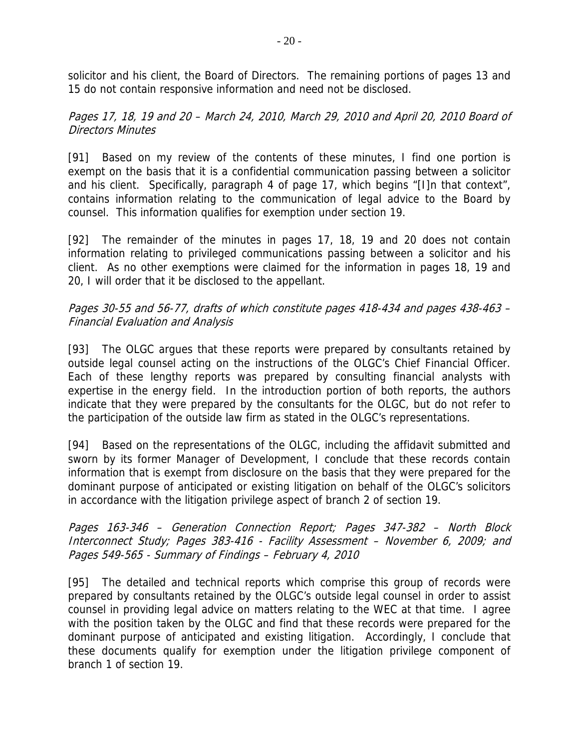solicitor and his client, the Board of Directors. The remaining portions of pages 13 and 15 do not contain responsive information and need not be disclosed.

*Pages 17, 18, 19 and 20 – March 24, 2010, March 29, 2010 and April 20, 2010 Board of Directors Minutes*

[91] Based on my review of the contents of these minutes, I find one portion is exempt on the basis that it is a confidential communication passing between a solicitor and his client. Specifically, paragraph 4 of page 17, which begins "[I]n that context", contains information relating to the communication of legal advice to the Board by counsel. This information qualifies for exemption under section 19.

[92] The remainder of the minutes in pages 17, 18, 19 and 20 does not contain information relating to privileged communications passing between a solicitor and his client. As no other exemptions were claimed for the information in pages 18, 19 and 20, I will order that it be disclosed to the appellant.

*Pages 30-55 and 56-77, drafts of which constitute pages 418-434 and pages 438-463 – Financial Evaluation and Analysis*

[93] The OLGC argues that these reports were prepared by consultants retained by outside legal counsel acting on the instructions of the OLGC's Chief Financial Officer. Each of these lengthy reports was prepared by consulting financial analysts with expertise in the energy field. In the introduction portion of both reports, the authors indicate that they were prepared by the consultants for the OLGC, but do not refer to the participation of the outside law firm as stated in the OLGC's representations.

[94] Based on the representations of the OLGC, including the affidavit submitted and sworn by its former Manager of Development, I conclude that these records contain information that is exempt from disclosure on the basis that they were prepared for the dominant purpose of anticipated or existing litigation on behalf of the OLGC's solicitors in accordance with the litigation privilege aspect of branch 2 of section 19.

*Pages 163-346 – Generation Connection Report; Pages 347-382 – North Block Interconnect Study; Pages 383-416 - Facility Assessment – November 6, 2009; and Pages 549-565 - Summary of Findings – February 4, 2010*

[95] The detailed and technical reports which comprise this group of records were prepared by consultants retained by the OLGC's outside legal counsel in order to assist counsel in providing legal advice on matters relating to the WEC at that time. I agree with the position taken by the OLGC and find that these records were prepared for the dominant purpose of anticipated and existing litigation. Accordingly, I conclude that these documents qualify for exemption under the litigation privilege component of branch 1 of section 19.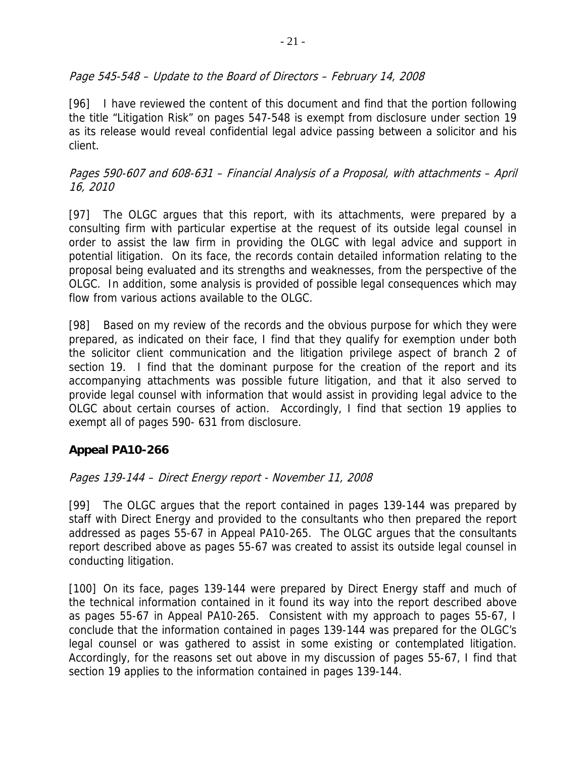*Page 545-548 – Update to the Board of Directors – February 14, 2008*

[96] I have reviewed the content of this document and find that the portion following the title "Litigation Risk" on pages 547-548 is exempt from disclosure under section 19 as its release would reveal confidential legal advice passing between a solicitor and his client.

*Pages 590-607 and 608-631 – Financial Analysis of a Proposal, with attachments – April 16, 2010*

[97] The OLGC argues that this report, with its attachments, were prepared by a consulting firm with particular expertise at the request of its outside legal counsel in order to assist the law firm in providing the OLGC with legal advice and support in potential litigation. On its face, the records contain detailed information relating to the proposal being evaluated and its strengths and weaknesses, from the perspective of the OLGC. In addition, some analysis is provided of possible legal consequences which may flow from various actions available to the OLGC.

[98] Based on my review of the records and the obvious purpose for which they were prepared, as indicated on their face, I find that they qualify for exemption under both the solicitor client communication and the litigation privilege aspect of branch 2 of section 19. I find that the dominant purpose for the creation of the report and its accompanying attachments was possible future litigation, and that it also served to provide legal counsel with information that would assist in providing legal advice to the OLGC about certain courses of action. Accordingly, I find that section 19 applies to exempt all of pages 590- 631 from disclosure.

## Appeal PA10-266

*Pages 139-144 – Direct Energy report - November 11, 2008*

[99] The OLGC argues that the report contained in pages 139-144 was prepared by staff with Direct Energy and provided to the consultants who then prepared the report addressed as pages 55-67 in Appeal PA10-265. The OLGC argues that the consultants report described above as pages 55-67 was created to assist its outside legal counsel in conducting litigation.

[100] On its face, pages 139-144 were prepared by Direct Energy staff and much of the technical information contained in it found its way into the report described above as pages 55-67 in Appeal PA10-265. Consistent with my approach to pages 55-67, I conclude that the information contained in pages 139-144 was prepared for the OLGC's legal counsel or was gathered to assist in some existing or contemplated litigation. Accordingly, for the reasons set out above in my discussion of pages 55-67, I find that section 19 applies to the information contained in pages 139-144.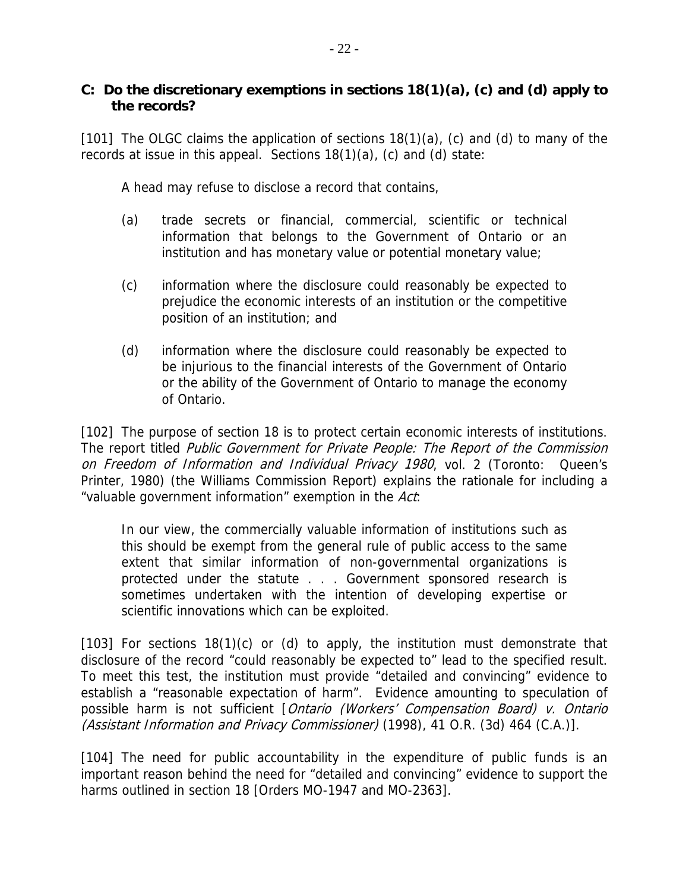### C: Do the discretionary exemptions in sections 18(1)(a), (c) and (d) apply to the records?

[101] The OLGC claims the application of sections 18(1)(a), (c) and (d) to many of the records at issue in this appeal. Sections 18(1)(a), (c) and (d) state:

> A head may refuse to disclose a record that contains,
>
> (a) trade secrets or financial, commercial, scientific or technical information that belongs to the Government of Ontario or an institution and has monetary value or potential monetary value;
>
> (c) information where the disclosure could reasonably be expected to prejudice the economic interests of an institution or the competitive position of an institution; and
>
> (d) information where the disclosure could reasonably be expected to be injurious to the financial interests of the Government of Ontario or the ability of the Government of Ontario to manage the economy of Ontario.

[102] The purpose of section 18 is to protect certain economic interests of institutions. The report titled *Public Government for Private People: The Report of the Commission on Freedom of Information and Individual Privacy 1980*, vol. 2 (Toronto: Queen's Printer, 1980) (the Williams Commission Report) explains the rationale for including a "valuable government information" exemption in the *Act*:

> In our view, the commercially valuable information of institutions such as this should be exempt from the general rule of public access to the same extent that similar information of non-governmental organizations is protected under the statute . . . Government sponsored research is sometimes undertaken with the intention of developing expertise or scientific innovations which can be exploited.

[103] For sections 18(1)(c) or (d) to apply, the institution must demonstrate that disclosure of the record "could reasonably be expected to" lead to the specified result. To meet this test, the institution must provide "detailed and convincing" evidence to establish a "reasonable expectation of harm". Evidence amounting to speculation of possible harm is not sufficient [*Ontario (Workers' Compensation Board) v. Ontario (Assistant Information and Privacy Commissioner)* (1998), 41 O.R. (3d) 464 (C.A.)].

[104] The need for public accountability in the expenditure of public funds is an important reason behind the need for "detailed and convincing" evidence to support the harms outlined in section 18 [Orders MO-1947 and MO-2363].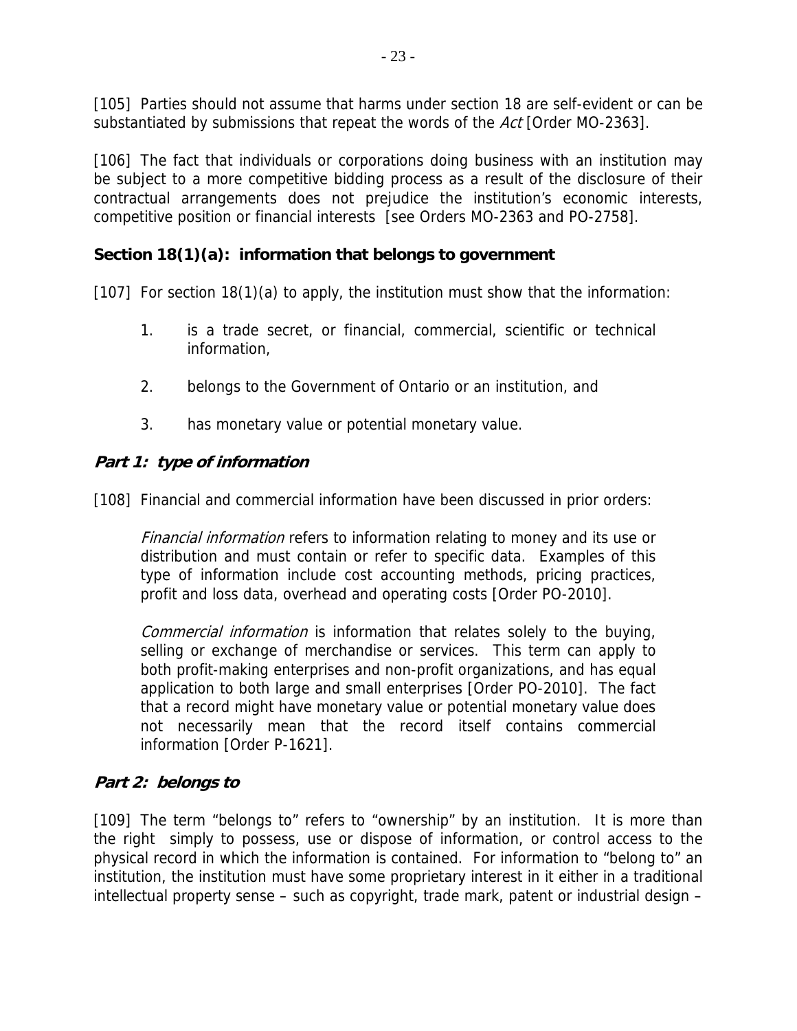[105] Parties should not assume that harms under section 18 are self-evident or can be substantiated by submissions that repeat the words of the *Act* [Order MO-2363].

[106] The fact that individuals or corporations doing business with an institution may be subject to a more competitive bidding process as a result of the disclosure of their contractual arrangements does not prejudice the institution's economic interests, competitive position or financial interests [see Orders MO-2363 and PO-2758].

**Section 18(1)(a): information that belongs to government**

[107] For section 18(1)(a) to apply, the institution must show that the information:

1. is a trade secret, or financial, commercial, scientific or technical information,
2. belongs to the Government of Ontario or an institution, and
3. has monetary value or potential monetary value.

***Part 1: type of information***

[108] Financial and commercial information have been discussed in prior orders:

> *Financial information* refers to information relating to money and its use or distribution and must contain or refer to specific data. Examples of this type of information include cost accounting methods, pricing practices, profit and loss data, overhead and operating costs [Order PO-2010].
>
> *Commercial information* is information that relates solely to the buying, selling or exchange of merchandise or services. This term can apply to both profit-making enterprises and non-profit organizations, and has equal application to both large and small enterprises [Order PO-2010]. The fact that a record might have monetary value or potential monetary value does not necessarily mean that the record itself contains commercial information [Order P-1621].

***Part 2: belongs to***

[109] The term "belongs to" refers to "ownership" by an institution. It is more than the right simply to possess, use or dispose of information, or control access to the physical record in which the information is contained. For information to "belong to" an institution, the institution must have some proprietary interest in it either in a traditional intellectual property sense – such as copyright, trade mark, patent or industrial design –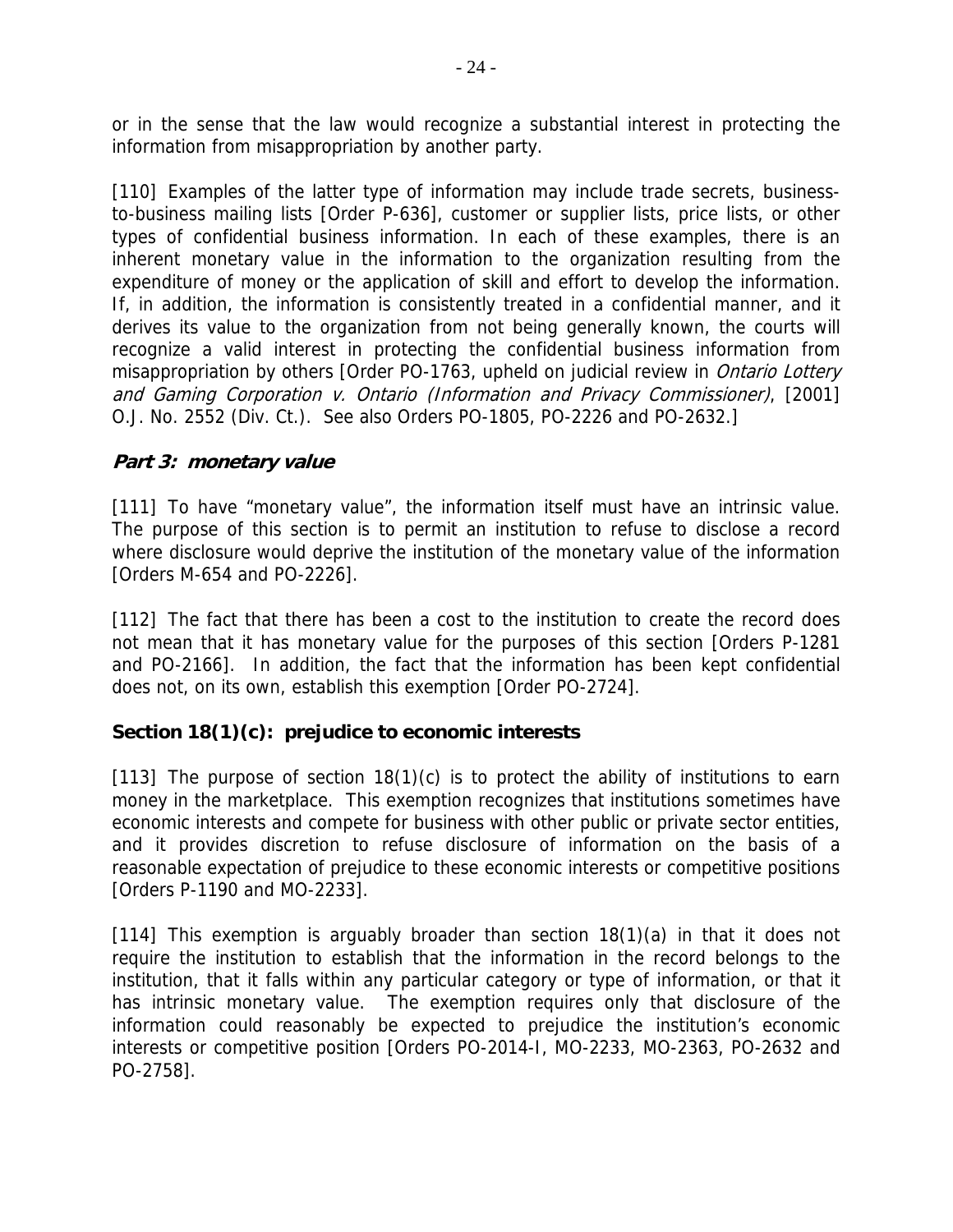or in the sense that the law would recognize a substantial interest in protecting the information from misappropriation by another party.

[110] Examples of the latter type of information may include trade secrets, business-to-business mailing lists [Order P-636], customer or supplier lists, price lists, or other types of confidential business information. In each of these examples, there is an inherent monetary value in the information to the organization resulting from the expenditure of money or the application of skill and effort to develop the information. If, in addition, the information is consistently treated in a confidential manner, and it derives its value to the organization from not being generally known, the courts will recognize a valid interest in protecting the confidential business information from misappropriation by others [Order PO-1763, upheld on judicial review in *Ontario Lottery and Gaming Corporation v. Ontario (Information and Privacy Commissioner)*, [2001] O.J. No. 2552 (Div. Ct.). See also Orders PO-1805, PO-2226 and PO-2632.]

### *Part 3: monetary value*

[111] To have "monetary value", the information itself must have an intrinsic value. The purpose of this section is to permit an institution to refuse to disclose a record where disclosure would deprive the institution of the monetary value of the information [Orders M-654 and PO-2226].

[112] The fact that there has been a cost to the institution to create the record does not mean that it has monetary value for the purposes of this section [Orders P-1281 and PO-2166]. In addition, the fact that the information has been kept confidential does not, on its own, establish this exemption [Order PO-2724].

### Section 18(1)(c): prejudice to economic interests

[113] The purpose of section 18(1)(c) is to protect the ability of institutions to earn money in the marketplace. This exemption recognizes that institutions sometimes have economic interests and compete for business with other public or private sector entities, and it provides discretion to refuse disclosure of information on the basis of a reasonable expectation of prejudice to these economic interests or competitive positions [Orders P-1190 and MO-2233].

[114] This exemption is arguably broader than section 18(1)(a) in that it does not require the institution to establish that the information in the record belongs to the institution, that it falls within any particular category or type of information, or that it has intrinsic monetary value. The exemption requires only that disclosure of the information could reasonably be expected to prejudice the institution's economic interests or competitive position [Orders PO-2014-I, MO-2233, MO-2363, PO-2632 and PO-2758].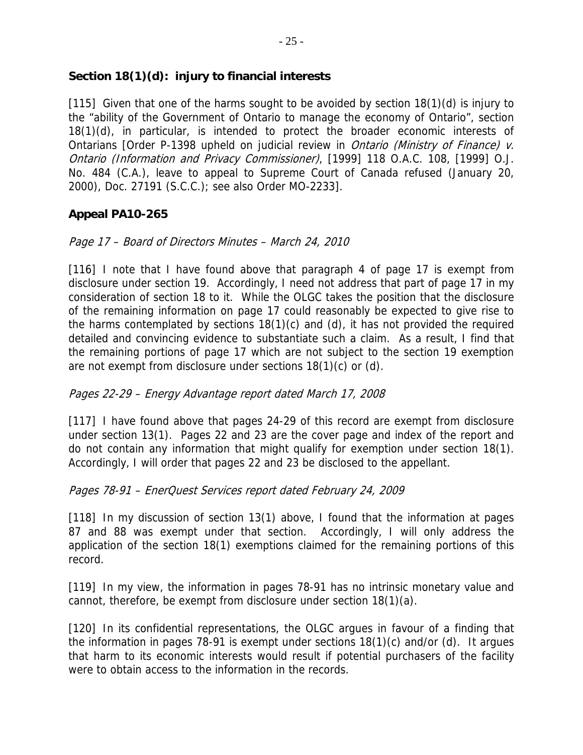**Section 18(1)(d): injury to financial interests**

[115] Given that one of the harms sought to be avoided by section 18(1)(d) is injury to the "ability of the Government of Ontario to manage the economy of Ontario", section 18(1)(d), in particular, is intended to protect the broader economic interests of Ontarians [Order P-1398 upheld on judicial review in *Ontario (Ministry of Finance) v. Ontario (Information and Privacy Commissioner)*, [1999] 118 O.A.C. 108, [1999] O.J. No. 484 (C.A.), leave to appeal to Supreme Court of Canada refused (January 20, 2000), Doc. 27191 (S.C.C.); see also Order MO-2233].

## Appeal PA10-265

*Page 17 – Board of Directors Minutes – March 24, 2010*

[116] I note that I have found above that paragraph 4 of page 17 is exempt from disclosure under section 19. Accordingly, I need not address that part of page 17 in my consideration of section 18 to it. While the OLGC takes the position that the disclosure of the remaining information on page 17 could reasonably be expected to give rise to the harms contemplated by sections 18(1)(c) and (d), it has not provided the required detailed and convincing evidence to substantiate such a claim. As a result, I find that the remaining portions of page 17 which are not subject to the section 19 exemption are not exempt from disclosure under sections 18(1)(c) or (d).

*Pages 22-29 – Energy Advantage report dated March 17, 2008*

[117] I have found above that pages 24-29 of this record are exempt from disclosure under section 13(1). Pages 22 and 23 are the cover page and index of the report and do not contain any information that might qualify for exemption under section 18(1). Accordingly, I will order that pages 22 and 23 be disclosed to the appellant.

*Pages 78-91 – EnerQuest Services report dated February 24, 2009*

[118] In my discussion of section 13(1) above, I found that the information at pages 87 and 88 was exempt under that section. Accordingly, I will only address the application of the section 18(1) exemptions claimed for the remaining portions of this record.

[119] In my view, the information in pages 78-91 has no intrinsic monetary value and cannot, therefore, be exempt from disclosure under section 18(1)(a).

[120] In its confidential representations, the OLGC argues in favour of a finding that the information in pages 78-91 is exempt under sections 18(1)(c) and/or (d). It argues that harm to its economic interests would result if potential purchasers of the facility were to obtain access to the information in the records.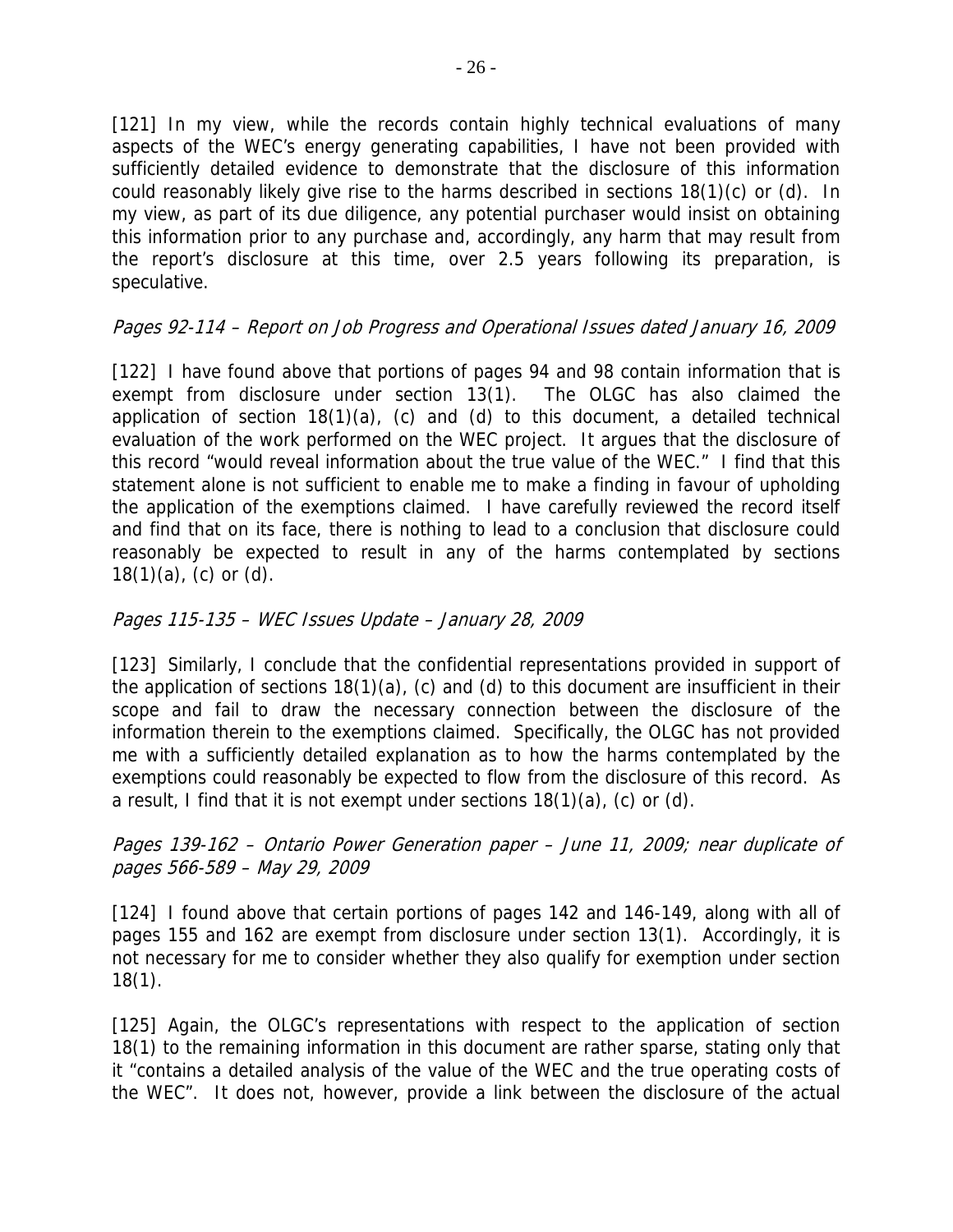[121] In my view, while the records contain highly technical evaluations of many aspects of the WEC's energy generating capabilities, I have not been provided with sufficiently detailed evidence to demonstrate that the disclosure of this information could reasonably likely give rise to the harms described in sections 18(1)(c) or (d). In my view, as part of its due diligence, any potential purchaser would insist on obtaining this information prior to any purchase and, accordingly, any harm that may result from the report's disclosure at this time, over 2.5 years following its preparation, is speculative.

*Pages 92-114 – Report on Job Progress and Operational Issues dated January 16, 2009*

[122] I have found above that portions of pages 94 and 98 contain information that is exempt from disclosure under section 13(1). The OLGC has also claimed the application of section 18(1)(a), (c) and (d) to this document, a detailed technical evaluation of the work performed on the WEC project. It argues that the disclosure of this record "would reveal information about the true value of the WEC." I find that this statement alone is not sufficient to enable me to make a finding in favour of upholding the application of the exemptions claimed. I have carefully reviewed the record itself and find that on its face, there is nothing to lead to a conclusion that disclosure could reasonably be expected to result in any of the harms contemplated by sections 18(1)(a), (c) or (d).

*Pages 115-135 – WEC Issues Update – January 28, 2009*

[123] Similarly, I conclude that the confidential representations provided in support of the application of sections 18(1)(a), (c) and (d) to this document are insufficient in their scope and fail to draw the necessary connection between the disclosure of the information therein to the exemptions claimed. Specifically, the OLGC has not provided me with a sufficiently detailed explanation as to how the harms contemplated by the exemptions could reasonably be expected to flow from the disclosure of this record. As a result, I find that it is not exempt under sections 18(1)(a), (c) or (d).

*Pages 139-162 – Ontario Power Generation paper – June 11, 2009; near duplicate of pages 566-589 – May 29, 2009*

[124] I found above that certain portions of pages 142 and 146-149, along with all of pages 155 and 162 are exempt from disclosure under section 13(1). Accordingly, it is not necessary for me to consider whether they also qualify for exemption under section 18(1).

[125] Again, the OLGC's representations with respect to the application of section 18(1) to the remaining information in this document are rather sparse, stating only that it "contains a detailed analysis of the value of the WEC and the true operating costs of the WEC". It does not, however, provide a link between the disclosure of the actual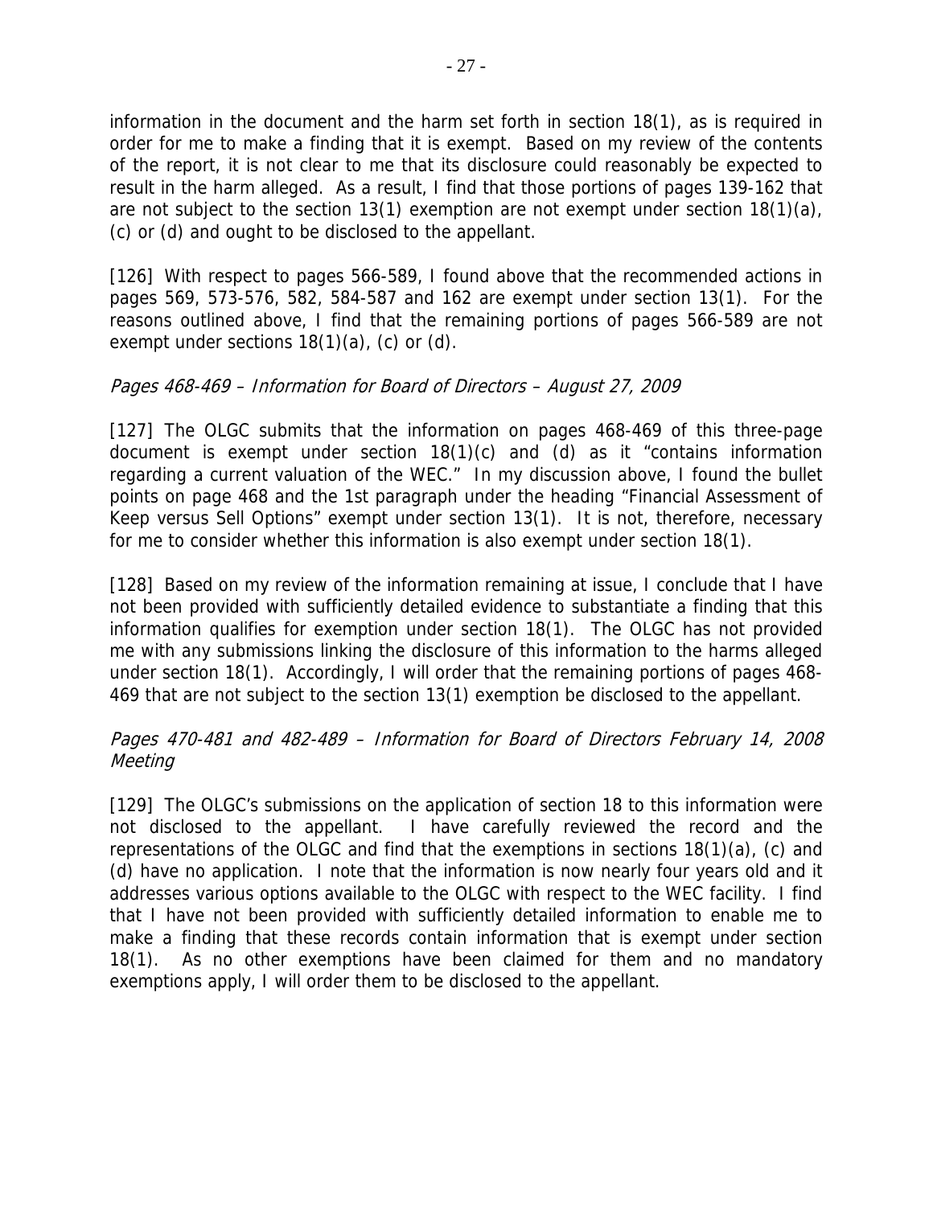information in the document and the harm set forth in section 18(1), as is required in order for me to make a finding that it is exempt. Based on my review of the contents of the report, it is not clear to me that its disclosure could reasonably be expected to result in the harm alleged. As a result, I find that those portions of pages 139-162 that are not subject to the section 13(1) exemption are not exempt under section 18(1)(a), (c) or (d) and ought to be disclosed to the appellant.

[126] With respect to pages 566-589, I found above that the recommended actions in pages 569, 573-576, 582, 584-587 and 162 are exempt under section 13(1). For the reasons outlined above, I find that the remaining portions of pages 566-589 are not exempt under sections 18(1)(a), (c) or (d).

*Pages 468-469 – Information for Board of Directors – August 27, 2009*

[127] The OLGC submits that the information on pages 468-469 of this three-page document is exempt under section 18(1)(c) and (d) as it "contains information regarding a current valuation of the WEC." In my discussion above, I found the bullet points on page 468 and the 1st paragraph under the heading "Financial Assessment of Keep versus Sell Options" exempt under section 13(1). It is not, therefore, necessary for me to consider whether this information is also exempt under section 18(1).

[128] Based on my review of the information remaining at issue, I conclude that I have not been provided with sufficiently detailed evidence to substantiate a finding that this information qualifies for exemption under section 18(1). The OLGC has not provided me with any submissions linking the disclosure of this information to the harms alleged under section 18(1). Accordingly, I will order that the remaining portions of pages 468-469 that are not subject to the section 13(1) exemption be disclosed to the appellant.

*Pages 470-481 and 482-489 – Information for Board of Directors February 14, 2008 Meeting*

[129] The OLGC's submissions on the application of section 18 to this information were not disclosed to the appellant. I have carefully reviewed the record and the representations of the OLGC and find that the exemptions in sections 18(1)(a), (c) and (d) have no application. I note that the information is now nearly four years old and it addresses various options available to the OLGC with respect to the WEC facility. I find that I have not been provided with sufficiently detailed information to enable me to make a finding that these records contain information that is exempt under section 18(1). As no other exemptions have been claimed for them and no mandatory exemptions apply, I will order them to be disclosed to the appellant.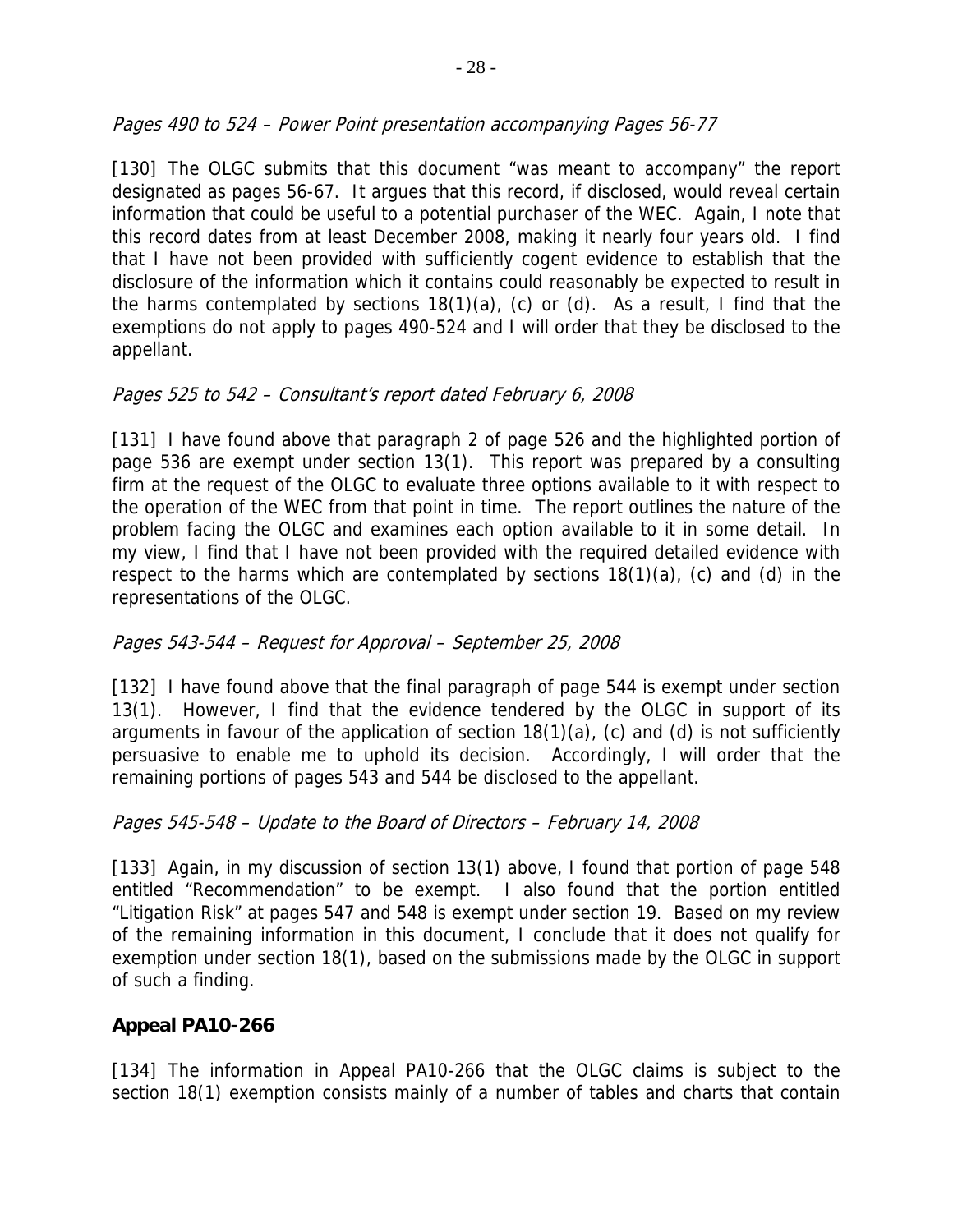*Pages 490 to 524 – Power Point presentation accompanying Pages 56-77*

[130] The OLGC submits that this document "was meant to accompany" the report designated as pages 56-67. It argues that this record, if disclosed, would reveal certain information that could be useful to a potential purchaser of the WEC. Again, I note that this record dates from at least December 2008, making it nearly four years old. I find that I have not been provided with sufficiently cogent evidence to establish that the disclosure of the information which it contains could reasonably be expected to result in the harms contemplated by sections 18(1)(a), (c) or (d). As a result, I find that the exemptions do not apply to pages 490-524 and I will order that they be disclosed to the appellant.

*Pages 525 to 542 – Consultant's report dated February 6, 2008*

[131] I have found above that paragraph 2 of page 526 and the highlighted portion of page 536 are exempt under section 13(1). This report was prepared by a consulting firm at the request of the OLGC to evaluate three options available to it with respect to the operation of the WEC from that point in time. The report outlines the nature of the problem facing the OLGC and examines each option available to it in some detail. In my view, I find that I have not been provided with the required detailed evidence with respect to the harms which are contemplated by sections 18(1)(a), (c) and (d) in the representations of the OLGC.

*Pages 543-544 – Request for Approval – September 25, 2008*

[132] I have found above that the final paragraph of page 544 is exempt under section 13(1). However, I find that the evidence tendered by the OLGC in support of its arguments in favour of the application of section 18(1)(a), (c) and (d) is not sufficiently persuasive to enable me to uphold its decision. Accordingly, I will order that the remaining portions of pages 543 and 544 be disclosed to the appellant.

*Pages 545-548 – Update to the Board of Directors – February 14, 2008*

[133] Again, in my discussion of section 13(1) above, I found that portion of page 548 entitled "Recommendation" to be exempt. I also found that the portion entitled "Litigation Risk" at pages 547 and 548 is exempt under section 19. Based on my review of the remaining information in this document, I conclude that it does not qualify for exemption under section 18(1), based on the submissions made by the OLGC in support of such a finding.

**Appeal PA10-266**

[134] The information in Appeal PA10-266 that the OLGC claims is subject to the section 18(1) exemption consists mainly of a number of tables and charts that contain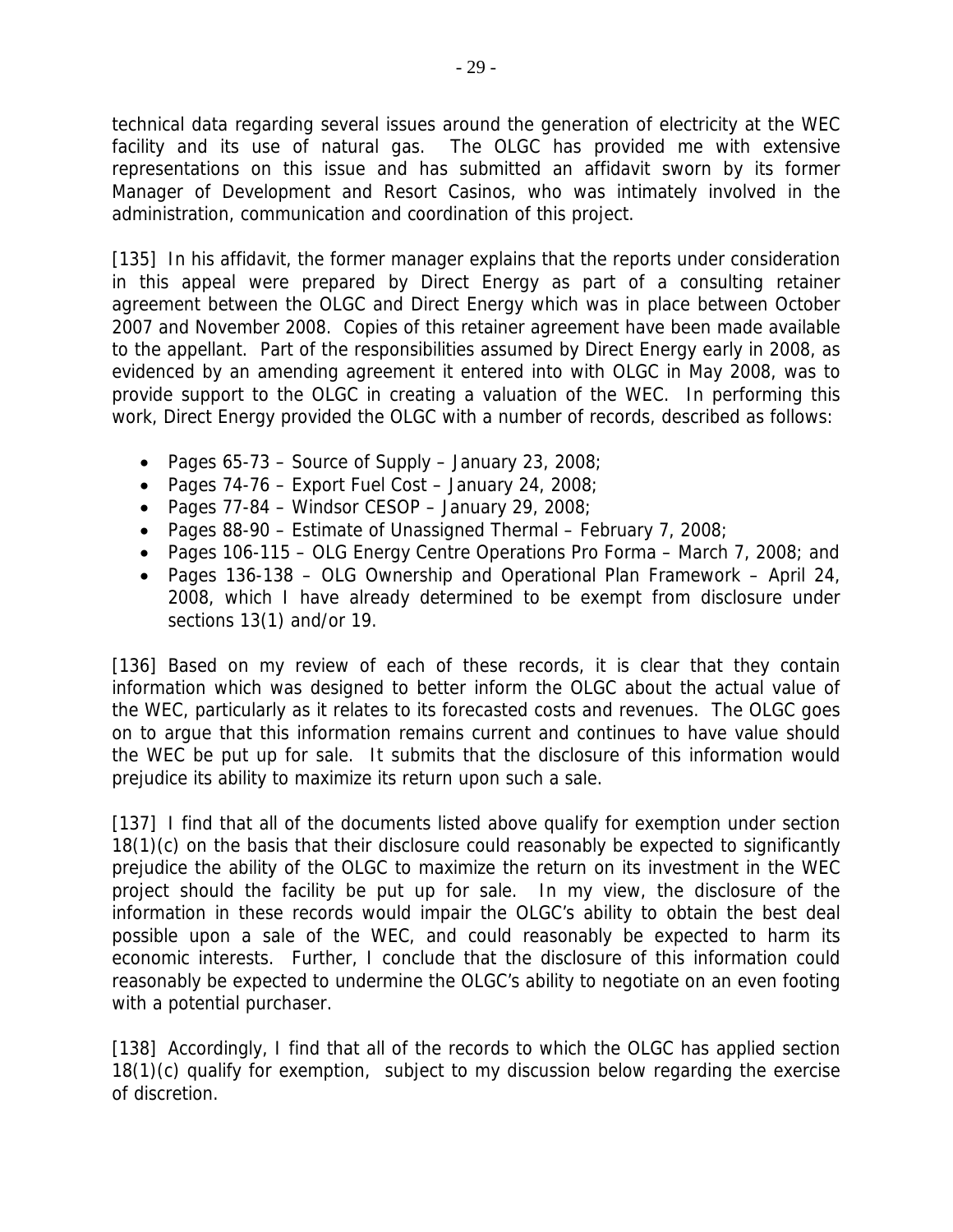technical data regarding several issues around the generation of electricity at the WEC facility and its use of natural gas. The OLGC has provided me with extensive representations on this issue and has submitted an affidavit sworn by its former Manager of Development and Resort Casinos, who was intimately involved in the administration, communication and coordination of this project.

[135] In his affidavit, the former manager explains that the reports under consideration in this appeal were prepared by Direct Energy as part of a consulting retainer agreement between the OLGC and Direct Energy which was in place between October 2007 and November 2008. Copies of this retainer agreement have been made available to the appellant. Part of the responsibilities assumed by Direct Energy early in 2008, as evidenced by an amending agreement it entered into with OLGC in May 2008, was to provide support to the OLGC in creating a valuation of the WEC. In performing this work, Direct Energy provided the OLGC with a number of records, described as follows:

- Pages 65-73 – Source of Supply – January 23, 2008;
- Pages 74-76 – Export Fuel Cost – January 24, 2008;
- Pages 77-84 – Windsor CESOP – January 29, 2008;
- Pages 88-90 – Estimate of Unassigned Thermal – February 7, 2008;
- Pages 106-115 – OLG Energy Centre Operations Pro Forma – March 7, 2008; and
- Pages 136-138 – OLG Ownership and Operational Plan Framework – April 24, 2008, which I have already determined to be exempt from disclosure under sections 13(1) and/or 19.

[136] Based on my review of each of these records, it is clear that they contain information which was designed to better inform the OLGC about the actual value of the WEC, particularly as it relates to its forecasted costs and revenues. The OLGC goes on to argue that this information remains current and continues to have value should the WEC be put up for sale. It submits that the disclosure of this information would prejudice its ability to maximize its return upon such a sale.

[137] I find that all of the documents listed above qualify for exemption under section 18(1)(c) on the basis that their disclosure could reasonably be expected to significantly prejudice the ability of the OLGC to maximize the return on its investment in the WEC project should the facility be put up for sale. In my view, the disclosure of the information in these records would impair the OLGC's ability to obtain the best deal possible upon a sale of the WEC, and could reasonably be expected to harm its economic interests. Further, I conclude that the disclosure of this information could reasonably be expected to undermine the OLGC's ability to negotiate on an even footing with a potential purchaser.

[138] Accordingly, I find that all of the records to which the OLGC has applied section 18(1)(c) qualify for exemption, subject to my discussion below regarding the exercise of discretion.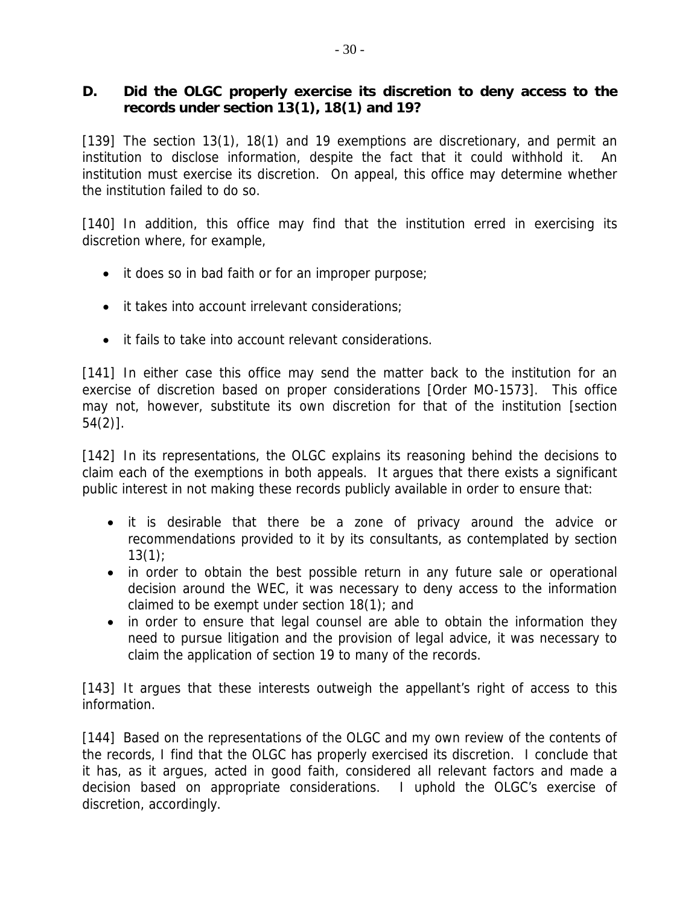### D. Did the OLGC properly exercise its discretion to deny access to the records under section 13(1), 18(1) and 19?

[139] The section 13(1), 18(1) and 19 exemptions are discretionary, and permit an institution to disclose information, despite the fact that it could withhold it. An institution must exercise its discretion. On appeal, this office may determine whether the institution failed to do so.

[140] In addition, this office may find that the institution erred in exercising its discretion where, for example,

- it does so in bad faith or for an improper purpose;
- it takes into account irrelevant considerations;
- it fails to take into account relevant considerations.

[141] In either case this office may send the matter back to the institution for an exercise of discretion based on proper considerations [Order MO-1573]. This office may not, however, substitute its own discretion for that of the institution [section 54(2)].

[142] In its representations, the OLGC explains its reasoning behind the decisions to claim each of the exemptions in both appeals. It argues that there exists a significant public interest in not making these records publicly available in order to ensure that:

- it is desirable that there be a zone of privacy around the advice or recommendations provided to it by its consultants, as contemplated by section 13(1);
- in order to obtain the best possible return in any future sale or operational decision around the WEC, it was necessary to deny access to the information claimed to be exempt under section 18(1); and
- in order to ensure that legal counsel are able to obtain the information they need to pursue litigation and the provision of legal advice, it was necessary to claim the application of section 19 to many of the records.

[143] It argues that these interests outweigh the appellant's right of access to this information.

[144] Based on the representations of the OLGC and my own review of the contents of the records, I find that the OLGC has properly exercised its discretion. I conclude that it has, as it argues, acted in good faith, considered all relevant factors and made a decision based on appropriate considerations. I uphold the OLGC's exercise of discretion, accordingly.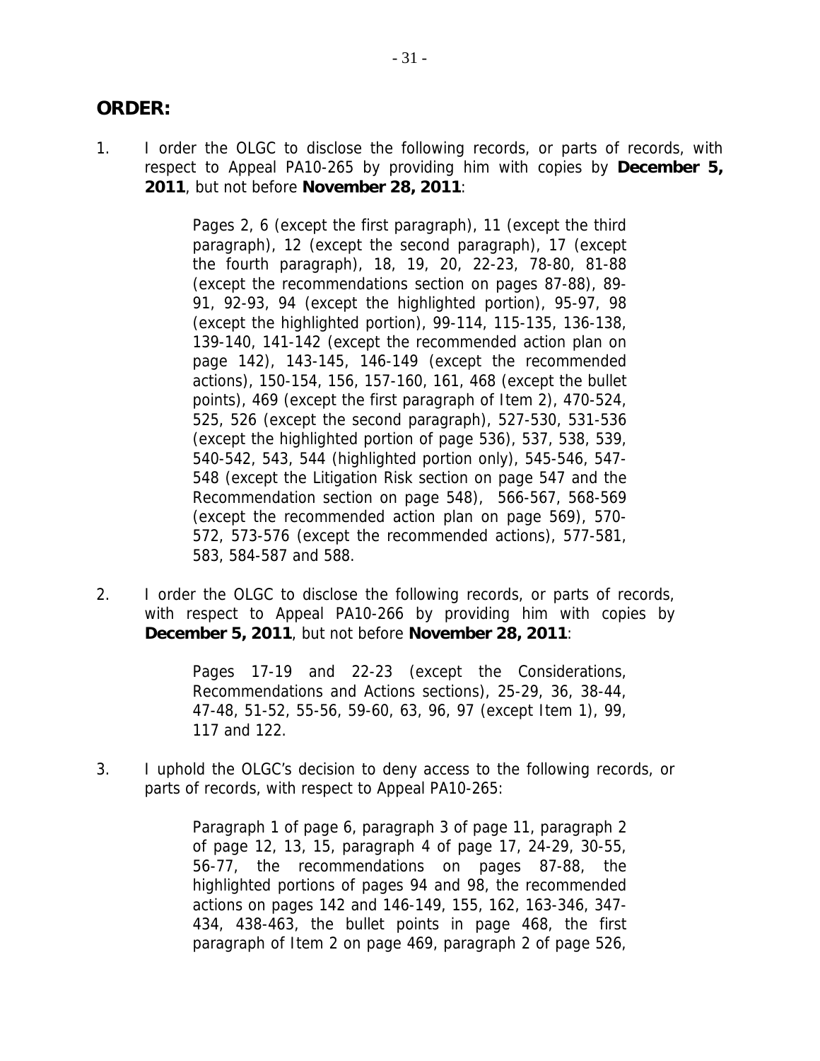## ORDER:

1. I order the OLGC to disclose the following records, or parts of records, with respect to Appeal PA10-265 by providing him with copies by **December 5, 2011**, but not before **November 28, 2011**:

   Pages 2, 6 (except the first paragraph), 11 (except the third paragraph), 12 (except the second paragraph), 17 (except the fourth paragraph), 18, 19, 20, 22-23, 78-80, 81-88 (except the recommendations section on pages 87-88), 89-91, 92-93, 94 (except the highlighted portion), 95-97, 98 (except the highlighted portion), 99-114, 115-135, 136-138, 139-140, 141-142 (except the recommended action plan on page 142), 143-145, 146-149 (except the recommended actions), 150-154, 156, 157-160, 161, 468 (except the bullet points), 469 (except the first paragraph of Item 2), 470-524, 525, 526 (except the second paragraph), 527-530, 531-536 (except the highlighted portion of page 536), 537, 538, 539, 540-542, 543, 544 (highlighted portion only), 545-546, 547-548 (except the Litigation Risk section on page 547 and the Recommendation section on page 548), 566-567, 568-569 (except the recommended action plan on page 569), 570-572, 573-576 (except the recommended actions), 577-581, 583, 584-587 and 588.

2. I order the OLGC to disclose the following records, or parts of records, with respect to Appeal PA10-266 by providing him with copies by **December 5, 2011**, but not before **November 28, 2011**:

   Pages 17-19 and 22-23 (except the Considerations, Recommendations and Actions sections), 25-29, 36, 38-44, 47-48, 51-52, 55-56, 59-60, 63, 96, 97 (except Item 1), 99, 117 and 122.

3. I uphold the OLGC's decision to deny access to the following records, or parts of records, with respect to Appeal PA10-265:

   Paragraph 1 of page 6, paragraph 3 of page 11, paragraph 2 of page 12, 13, 15, paragraph 4 of page 17, 24-29, 30-55, 56-77, the recommendations on pages 87-88, the highlighted portions of pages 94 and 98, the recommended actions on pages 142 and 146-149, 155, 162, 163-346, 347-434, 438-463, the bullet points in page 468, the first paragraph of Item 2 on page 469, paragraph 2 of page 526,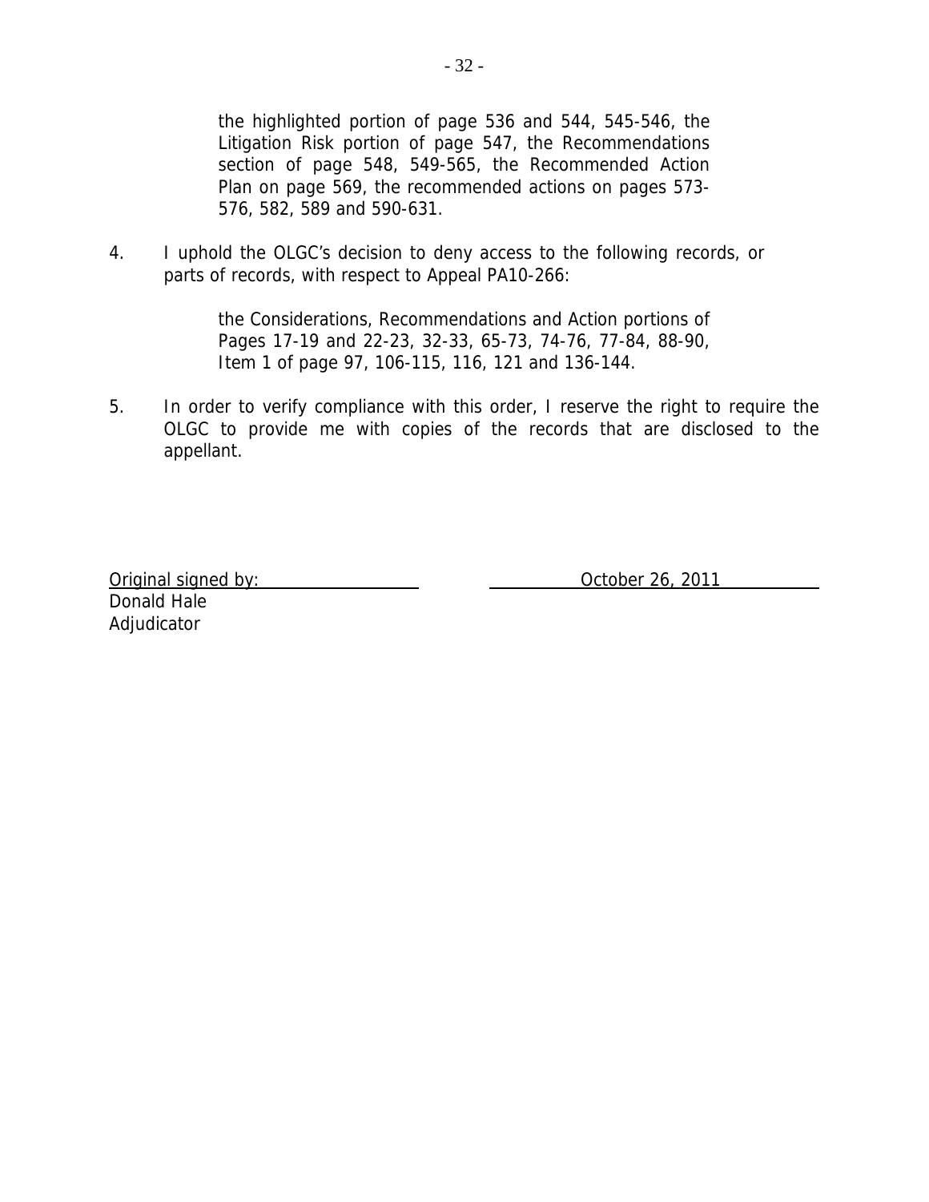the highlighted portion of page 536 and 544, 545-546, the Litigation Risk portion of page 547, the Recommendations section of page 548, 549-565, the Recommended Action Plan on page 569, the recommended actions on pages 573-576, 582, 589 and 590-631.

4. I uphold the OLGC's decision to deny access to the following records, or parts of records, with respect to Appeal PA10-266:

   the Considerations, Recommendations and Action portions of Pages 17-19 and 22-23, 32-33, 65-73, 74-76, 77-84, 88-90, Item 1 of page 97, 106-115, 116, 121 and 136-144.

5. In order to verify compliance with this order, I reserve the right to require the OLGC to provide me with copies of the records that are disclosed to the appellant.

Original signed by: October 26, 2011
Donald Hale
Adjudicator